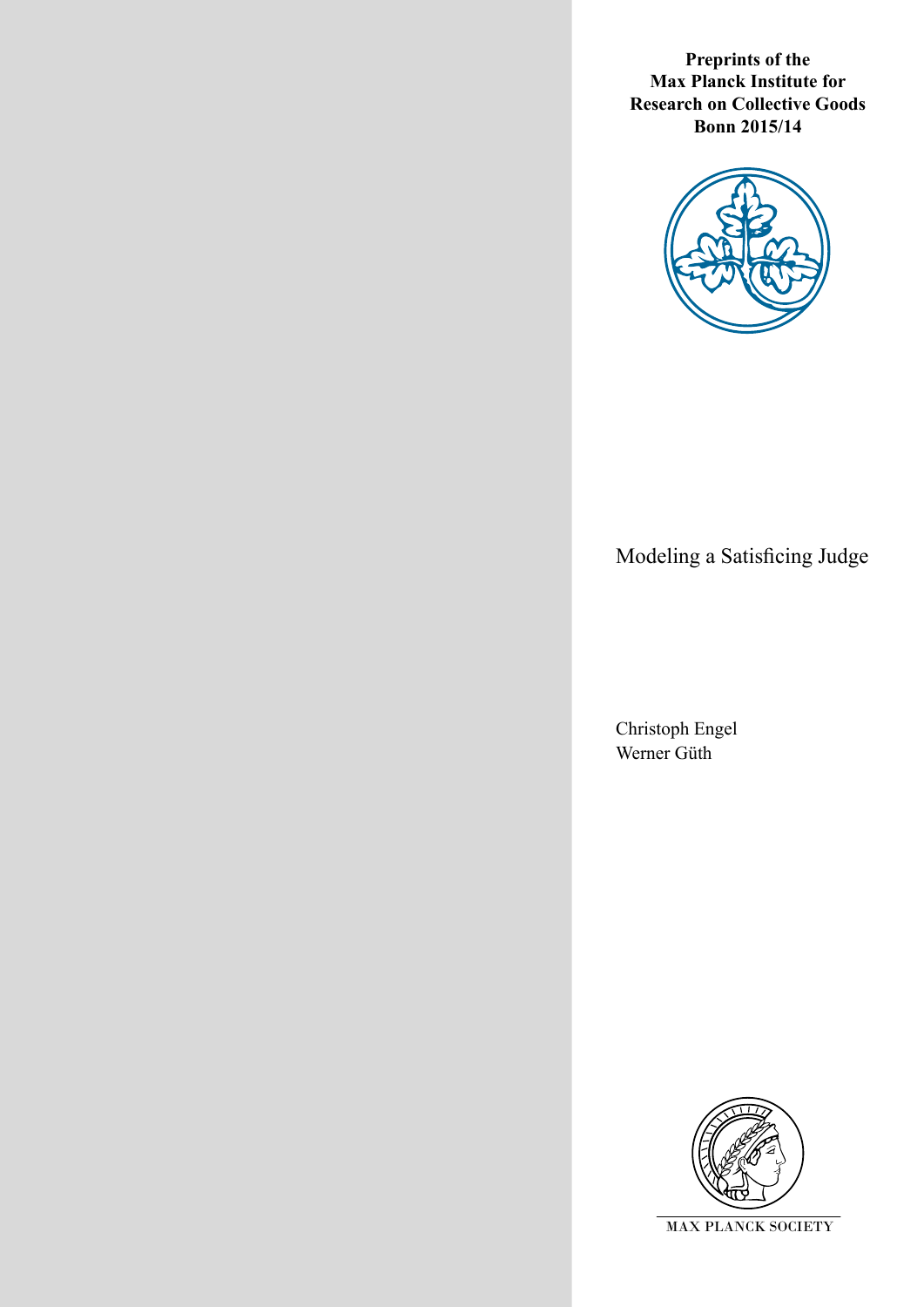**Preprints of the Max Planck Institute for Research on Collective Goods Bonn 2015/14**

# Modeling a Satisficing Judge

Christoph Engel
Werner Güth

MAX PLANCK SOCIETY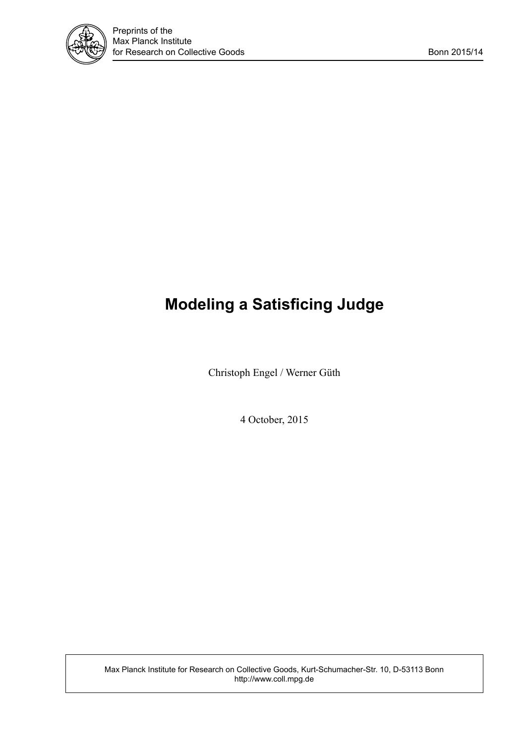# Modeling a Satisficing Judge

Christoph Engel / Werner Güth

4 October, 2015

Max Planck Institute for Research on Collective Goods, Kurt-Schumacher-Str. 10, D-53113 Bonn
http://www.coll.mpg.de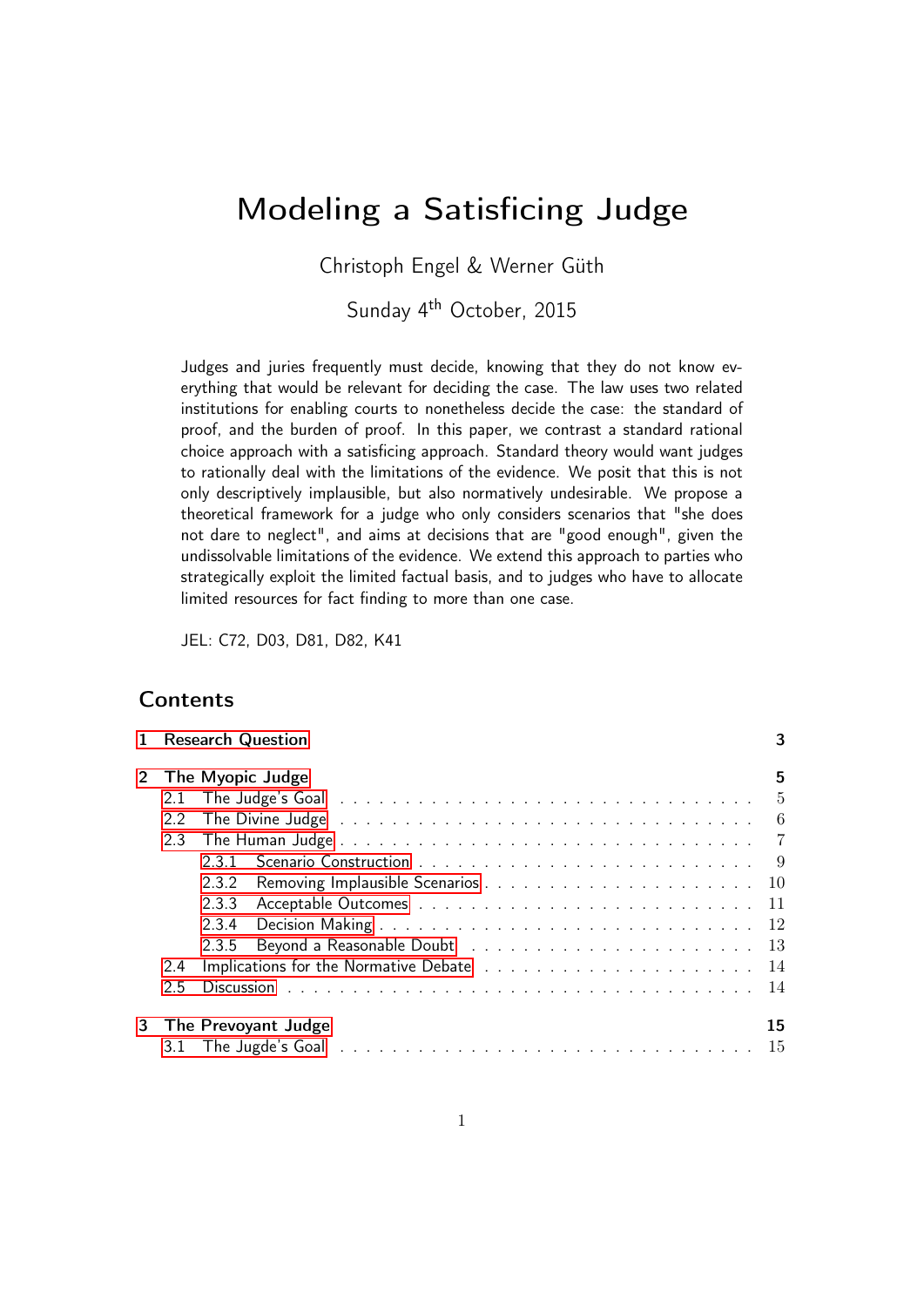# Modeling a Satisficing Judge

Christoph Engel & Werner Güth

Sunday 4th October, 2015

Judges and juries frequently must decide, knowing that they do not know everything that would be relevant for deciding the case. The law uses two related institutions for enabling courts to nonetheless decide the case: the standard of proof, and the burden of proof. In this paper, we contrast a standard rational choice approach with a satisficing approach. Standard theory would want judges to rationally deal with the limitations of the evidence. We posit that this is not only descriptively implausible, but also normatively undesirable. We propose a theoretical framework for a judge who only considers scenarios that "she does not dare to neglect", and aims at decisions that are "good enough", given the undissolvable limitations of the evidence. We extend this approach to parties who strategically exploit the limited factual basis, and to judges who have to allocate limited resources for fact finding to more than one case.

JEL: C72, D03, D81, D82, K41

## Contents

- 1 Research Question — 3
- 2 The Myopic Judge — 5
  - 2.1 The Judge's Goal — 5
  - 2.2 The Divine Judge — 6
  - 2.3 The Human Judge — 7
    - 2.3.1 Scenario Construction — 9
    - 2.3.2 Removing Implausible Scenarios — 10
    - 2.3.3 Acceptable Outcomes — 11
    - 2.3.4 Decision Making — 12
    - 2.3.5 Beyond a Reasonable Doubt — 13
  - 2.4 Implications for the Normative Debate — 14
  - 2.5 Discussion — 14
- 3 The Prevoyant Judge — 15
  - 3.1 The Jugde's Goal — 15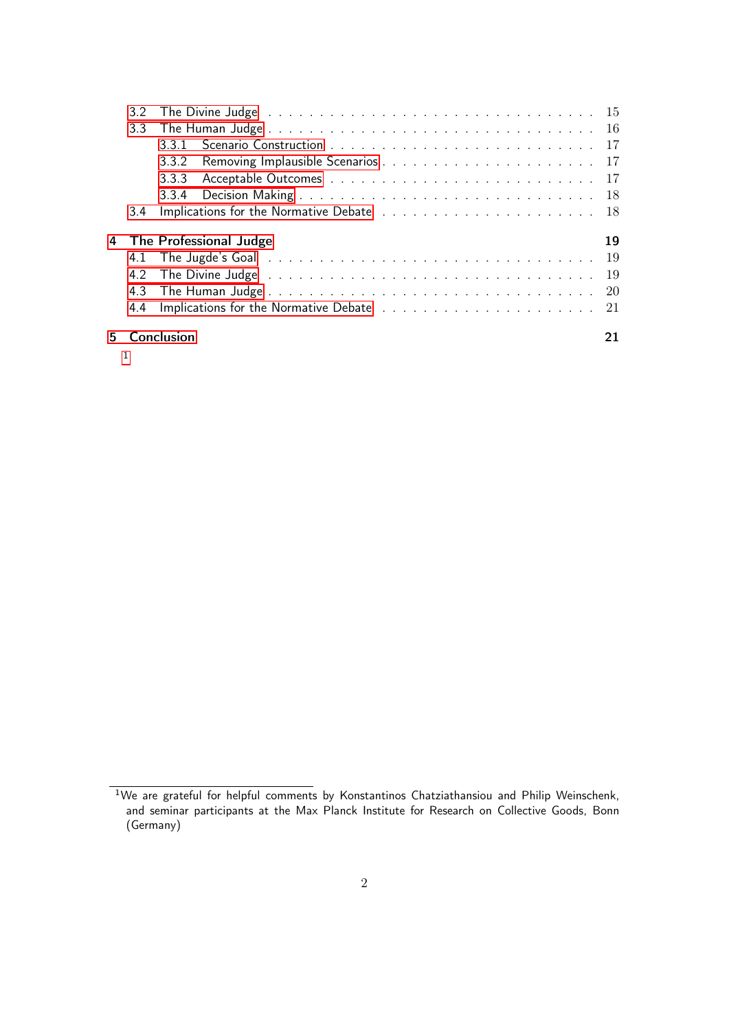- 3.2 The Divine Judge . . . 15
- 3.3 The Human Judge . . . 16
  - 3.3.1 Scenario Construction . . . 17
  - 3.3.2 Removing Implausible Scenarios . . . 17
  - 3.3.3 Acceptable Outcomes . . . 17
  - 3.3.4 Decision Making . . . 18
- 3.4 Implications for the Normative Debate . . . 18

**4 The Professional Judge** **19**
- 4.1 The Jugde's Goal . . . 19
- 4.2 The Divine Judge . . . 19
- 4.3 The Human Judge . . . 20
- 4.4 Implications for the Normative Debate . . . 21

**5 Conclusion** **21**

[1]

[1] We are grateful for helpful comments by Konstantinos Chatziathansiou and Philip Weinschenk, and seminar participants at the Max Planck Institute for Research on Collective Goods, Bonn (Germany)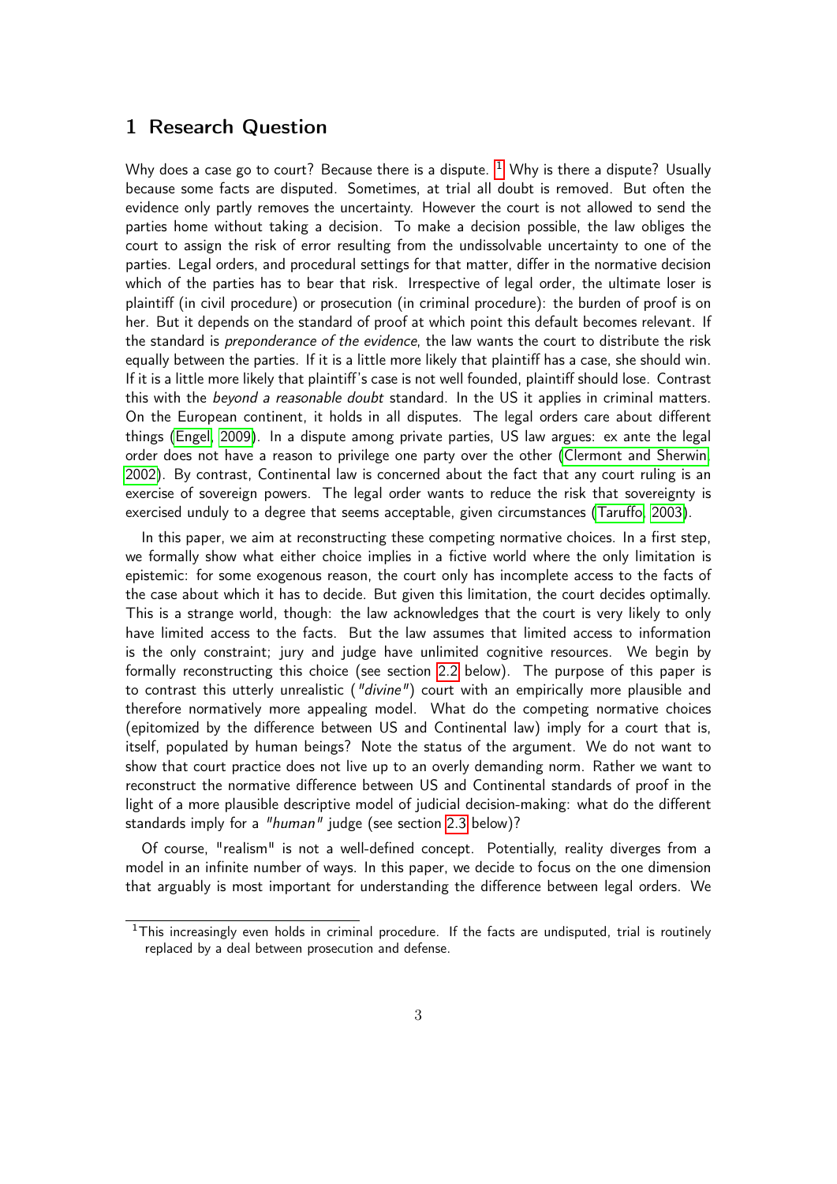# 1 Research Question

Why does a case go to court? Because there is a dispute. [1] Why is there a dispute? Usually because some facts are disputed. Sometimes, at trial all doubt is removed. But often the evidence only partly removes the uncertainty. However the court is not allowed to send the parties home without taking a decision. To make a decision possible, the law obliges the court to assign the risk of error resulting from the undissolvable uncertainty to one of the parties. Legal orders, and procedural settings for that matter, differ in the normative decision which of the parties has to bear that risk. Irrespective of legal order, the ultimate loser is plaintiff (in civil procedure) or prosecution (in criminal procedure): the burden of proof is on her. But it depends on the standard of proof at which point this default becomes relevant. If the standard is *preponderance of the evidence*, the law wants the court to distribute the risk equally between the parties. If it is a little more likely that plaintiff has a case, she should win. If it is a little more likely that plaintiff's case is not well founded, plaintiff should lose. Contrast this with the *beyond a reasonable doubt* standard. In the US it applies in criminal matters. On the European continent, it holds in all disputes. The legal orders care about different things (Engel, 2009). In a dispute among private parties, US law argues: ex ante the legal order does not have a reason to privilege one party over the other (Clermont and Sherwin, 2002). By contrast, Continental law is concerned about the fact that any court ruling is an exercise of sovereign powers. The legal order wants to reduce the risk that sovereignty is exercised unduly to a degree that seems acceptable, given circumstances (Taruffo, 2003).

In this paper, we aim at reconstructing these competing normative choices. In a first step, we formally show what either choice implies in a fictive world where the only limitation is epistemic: for some exogenous reason, the court only has incomplete access to the facts of the case about which it has to decide. But given this limitation, the court decides optimally. This is a strange world, though: the law acknowledges that the court is very likely to only have limited access to the facts. But the law assumes that limited access to information is the only constraint; jury and judge have unlimited cognitive resources. We begin by formally reconstructing this choice (see section 2.2 below). The purpose of this paper is to contrast this utterly unrealistic (*"divine"*) court with an empirically more plausible and therefore normatively more appealing model. What do the competing normative choices (epitomized by the difference between US and Continental law) imply for a court that is, itself, populated by human beings? Note the status of the argument. We do not want to show that court practice does not live up to an overly demanding norm. Rather we want to reconstruct the normative difference between US and Continental standards of proof in the light of a more plausible descriptive model of judicial decision-making: what do the different standards imply for a *"human"* judge (see section 2.3 below)?

Of course, "realism" is not a well-defined concept. Potentially, reality diverges from a model in an infinite number of ways. In this paper, we decide to focus on the one dimension that arguably is most important for understanding the difference between legal orders. We

[1] This increasingly even holds in criminal procedure. If the facts are undisputed, trial is routinely replaced by a deal between prosecution and defense.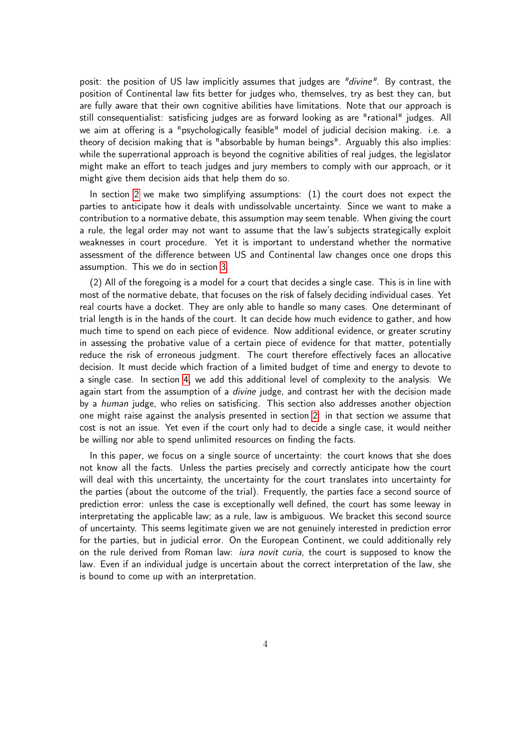posit: the position of US law implicitly assumes that judges are *"divine"*. By contrast, the position of Continental law fits better for judges who, themselves, try as best they can, but are fully aware that their own cognitive abilities have limitations. Note that our approach is still consequentialist: satisficing judges are as forward looking as are "rational" judges. All we aim at offering is a "psychologically feasible" model of judicial decision making. i.e. a theory of decision making that is "absorbable by human beings". Arguably this also implies: while the superrational approach is beyond the cognitive abilities of real judges, the legislator might make an effort to teach judges and jury members to comply with our approach, or it might give them decision aids that help them do so.

In section 2 we make two simplifying assumptions: (1) the court does not expect the parties to anticipate how it deals with undissolvable uncertainty. Since we want to make a contribution to a normative debate, this assumption may seem tenable. When giving the court a rule, the legal order may not want to assume that the law's subjects strategically exploit weaknesses in court procedure. Yet it is important to understand whether the normative assessment of the difference between US and Continental law changes once one drops this assumption. This we do in section 3.

(2) All of the foregoing is a model for a court that decides a single case. This is in line with most of the normative debate, that focuses on the risk of falsely deciding individual cases. Yet real courts have a docket. They are only able to handle so many cases. One determinant of trial length is in the hands of the court. It can decide how much evidence to gather, and how much time to spend on each piece of evidence. Now additional evidence, or greater scrutiny in assessing the probative value of a certain piece of evidence for that matter, potentially reduce the risk of erroneous judgment. The court therefore effectively faces an allocative decision. It must decide which fraction of a limited budget of time and energy to devote to a single case. In section 4, we add this additional level of complexity to the analysis. We again start from the assumption of a *divine* judge, and contrast her with the decision made by a *human* judge, who relies on satisficing. This section also addresses another objection one might raise against the analysis presented in section 2: in that section we assume that cost is not an issue. Yet even if the court only had to decide a single case, it would neither be willing nor able to spend unlimited resources on finding the facts.

In this paper, we focus on a single source of uncertainty: the court knows that she does not know all the facts. Unless the parties precisely and correctly anticipate how the court will deal with this uncertainty, the uncertainty for the court translates into uncertainty for the parties (about the outcome of the trial). Frequently, the parties face a second source of prediction error: unless the case is exceptionally well defined, the court has some leeway in interpretating the applicable law; as a rule, law is ambiguous. We bracket this second source of uncertainty. This seems legitimate given we are not genuinely interested in prediction error for the parties, but in judicial error. On the European Continent, we could additionally rely on the rule derived from Roman law: *iura novit curia*, the court is supposed to know the law. Even if an individual judge is uncertain about the correct interpretation of the law, she is bound to come up with an interpretation.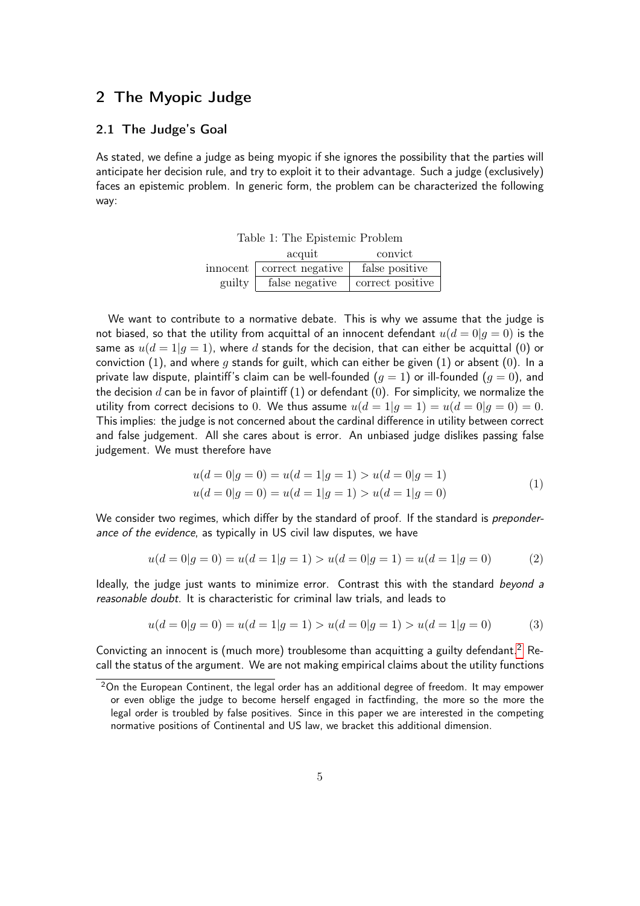## 2 The Myopic Judge

### 2.1 The Judge's Goal

As stated, we define a judge as being myopic if she ignores the possibility that the parties will anticipate her decision rule, and try to exploit it to their advantage. Such a judge (exclusively) faces an epistemic problem. In generic form, the problem can be characterized the following way:

Table 1: The Epistemic Problem

| | acquit | convict |
|---|---|---|
| innocent | correct negative | false positive |
| guilty | false negative | correct positive |

We want to contribute to a normative debate. This is why we assume that the judge is not biased, so that the utility from acquittal of an innocent defendant $u(d = 0|g = 0)$ is the same as $u(d = 1|g = 1)$, where $d$ stands for the decision, that can either be acquittal (0) or conviction (1), and where $g$ stands for guilt, which can either be given (1) or absent (0). In a private law dispute, plaintiff's claim can be well-founded ($g = 1$) or ill-founded ($g = 0$), and the decision $d$ can be in favor of plaintiff (1) or defendant (0). For simplicity, we normalize the utility from correct decisions to 0. We thus assume $u(d = 1|g = 1) = u(d = 0|g = 0) = 0$. This implies: the judge is not concerned about the cardinal difference in utility between correct and false judgement. All she cares about is error. An unbiased judge dislikes passing false judgement. We must therefore have

$$
\begin{aligned}
u(d = 0|g = 0) = u(d = 1|g = 1) > u(d = 0|g = 1) \\
u(d = 0|g = 0) = u(d = 1|g = 1) > u(d = 1|g = 0)
\end{aligned}
\tag{1}
$$

We consider two regimes, which differ by the standard of proof. If the standard is *preponderance of the evidence*, as typically in US civil law disputes, we have

$$
u(d = 0|g = 0) = u(d = 1|g = 1) > u(d = 0|g = 1) = u(d = 1|g = 0) \tag{2}
$$

Ideally, the judge just wants to minimize error. Contrast this with the standard *beyond a reasonable doubt*. It is characteristic for criminal law trials, and leads to

$$
u(d = 0|g = 0) = u(d = 1|g = 1) > u(d = 0|g = 1) > u(d = 1|g = 0) \tag{3}
$$

Convicting an innocent is (much more) troublesome than acquitting a guilty defendant.[2] Recall the status of the argument. We are not making empirical claims about the utility functions

[2] On the European Continent, the legal order has an additional degree of freedom. It may empower or even oblige the judge to become herself engaged in factfinding, the more so the more the legal order is troubled by false positives. Since in this paper we are interested in the competing normative positions of Continental and US law, we bracket this additional dimension.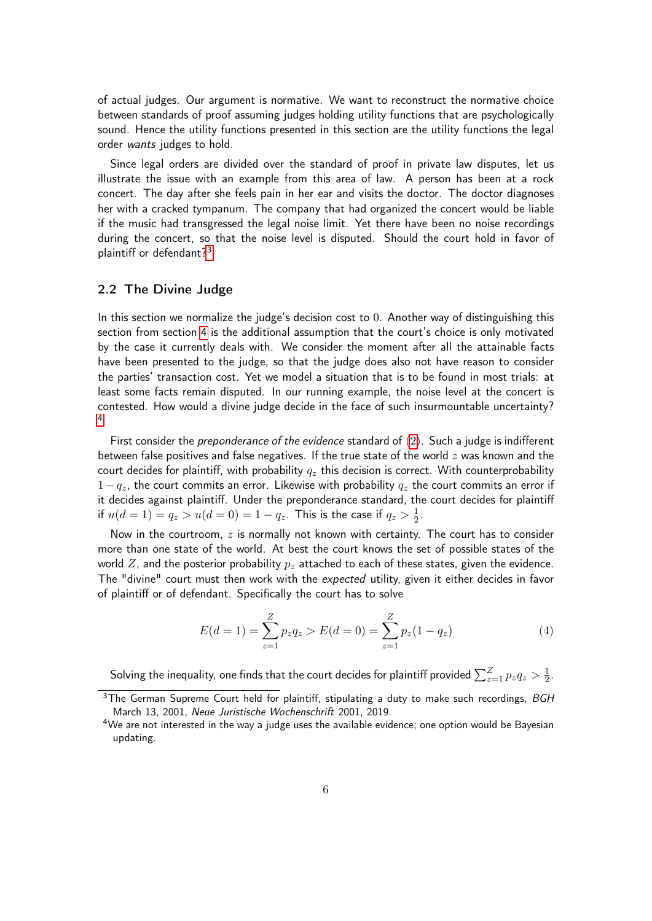of actual judges. Our argument is normative. We want to reconstruct the normative choice between standards of proof assuming judges holding utility functions that are psychologically sound. Hence the utility functions presented in this section are the utility functions the legal order *wants* judges to hold.

Since legal orders are divided over the standard of proof in private law disputes, let us illustrate the issue with an example from this area of law. A person has been at a rock concert. The day after she feels pain in her ear and visits the doctor. The doctor diagnoses her with a cracked tympanum. The company that had organized the concert would be liable if the music had transgressed the legal noise limit. Yet there have been no noise recordings during the concert, so that the noise level is disputed. Should the court hold in favor of plaintiff or defendant?[3]

### 2.2 The Divine Judge

In this section we normalize the judge's decision cost to 0. Another way of distinguishing this section from section 4 is the additional assumption that the court's choice is only motivated by the case it currently deals with. We consider the moment after all the attainable facts have been presented to the judge, so that the judge does also not have reason to consider the parties' transaction cost. Yet we model a situation that is to be found in most trials: at least some facts remain disputed. In our running example, the noise level at the concert is contested. How would a divine judge decide in the face of such insurmountable uncertainty? [4]

First consider the *preponderance of the evidence* standard of (2). Such a judge is indifferent between false positives and false negatives. If the true state of the world $z$ was known and the court decides for plaintiff, with probability $q_z$ this decision is correct. With counterprobability $1 - q_z$, the court commits an error. Likewise with probability $q_z$ the court commits an error if it decides against plaintiff. Under the preponderance standard, the court decides for plaintiff if $u(d = 1) = q_z > u(d = 0) = 1 - q_z$. This is the case if $q_z > \frac{1}{2}$.

Now in the courtroom, $z$ is normally not known with certainty. The court has to consider more than one state of the world. At best the court knows the set of possible states of the world $Z$, and the posterior probability $p_z$ attached to each of these states, given the evidence. The "divine" court must then work with the *expected* utility, given it either decides in favor of plaintiff or of defendant. Specifically the court has to solve

$$E(d = 1) = \sum_{z=1}^{Z} p_z q_z > E(d = 0) = \sum_{z=1}^{Z} p_z (1 - q_z) \tag{4}$$

Solving the inequality, one finds that the court decides for plaintiff provided $\sum_{z=1}^{Z} p_z q_z > \frac{1}{2}$.

[3] The German Supreme Court held for plaintiff, stipulating a duty to make such recordings, *BGH* March 13, 2001, *Neue Juristische Wochenschrift* 2001, 2019.

[4] We are not interested in the way a judge uses the available evidence; one option would be Bayesian updating.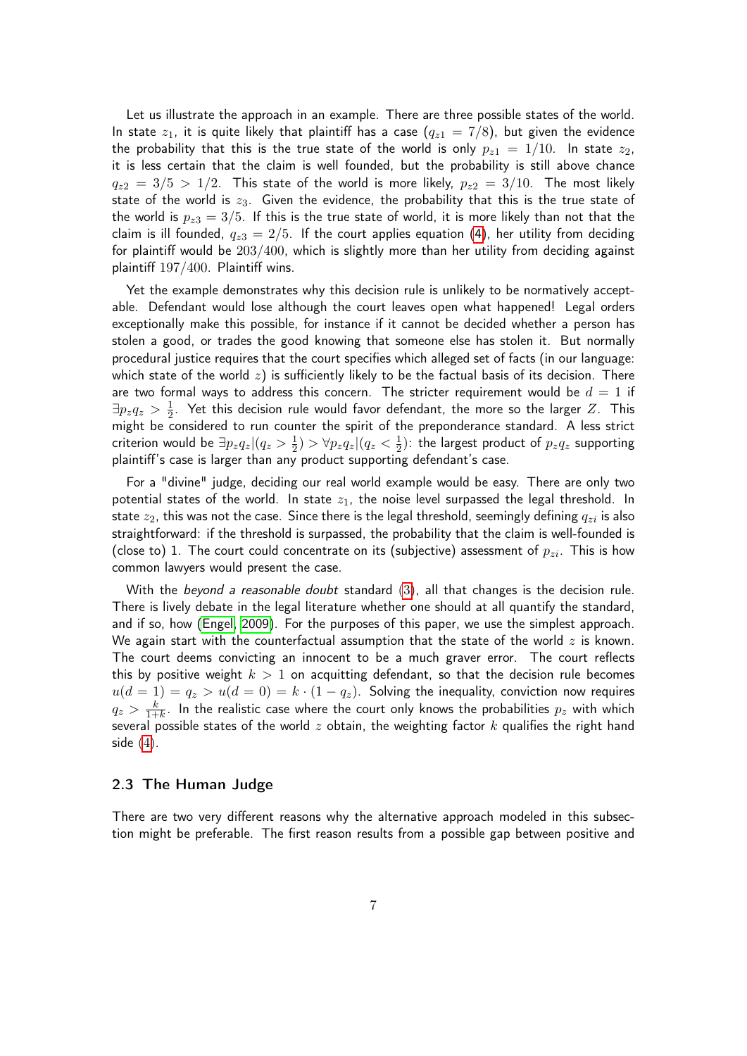Let us illustrate the approach in an example. There are three possible states of the world. In state $z_1$, it is quite likely that plaintiff has a case ($q_{z1} = 7/8$), but given the evidence the probability that this is the true state of the world is only $p_{z1} = 1/10$. In state $z_2$, it is less certain that the claim is well founded, but the probability is still above chance $q_{z2} = 3/5 > 1/2$. This state of the world is more likely, $p_{z2} = 3/10$. The most likely state of the world is $z_3$. Given the evidence, the probability that this is the true state of the world is $p_{z3} = 3/5$. If this is the true state of world, it is more likely than not that the claim is ill founded, $q_{z3} = 2/5$. If the court applies equation (4), her utility from deciding for plaintiff would be $203/400$, which is slightly more than her utility from deciding against plaintiff $197/400$. Plaintiff wins.

Yet the example demonstrates why this decision rule is unlikely to be normatively acceptable. Defendant would lose although the court leaves open what happened! Legal orders exceptionally make this possible, for instance if it cannot be decided whether a person has stolen a good, or trades the good knowing that someone else has stolen it. But normally procedural justice requires that the court specifies which alleged set of facts (in our language: which state of the world $z$) is sufficiently likely to be the factual basis of its decision. There are two formal ways to address this concern. The stricter requirement would be $d = 1$ if $\exists p_z q_z > \frac{1}{2}$. Yet this decision rule would favor defendant, the more so the larger $Z$. This might be considered to run counter the spirit of the preponderance standard. A less strict criterion would be $\exists p_z q_z | (q_z > \frac{1}{2}) > \forall p_z q_z | (q_z < \frac{1}{2})$: the largest product of $p_z q_z$ supporting plaintiff's case is larger than any product supporting defendant's case.

For a "divine" judge, deciding our real world example would be easy. There are only two potential states of the world. In state $z_1$, the noise level surpassed the legal threshold. In state $z_2$, this was not the case. Since there is the legal threshold, seemingly defining $q_{zi}$ is also straightforward: if the threshold is surpassed, the probability that the claim is well-founded is (close to) 1. The court could concentrate on its (subjective) assessment of $p_{zi}$. This is how common lawyers would present the case.

With the *beyond a reasonable doubt* standard (3), all that changes is the decision rule. There is lively debate in the legal literature whether one should at all quantify the standard, and if so, how (Engel, 2009). For the purposes of this paper, we use the simplest approach. We again start with the counterfactual assumption that the state of the world $z$ is known. The court deems convicting an innocent to be a much graver error. The court reflects this by positive weight $k > 1$ on acquitting defendant, so that the decision rule becomes $u(d = 1) = q_z > u(d = 0) = k \cdot (1 - q_z)$. Solving the inequality, conviction now requires $q_z > \frac{k}{1+k}$. In the realistic case where the court only knows the probabilities $p_z$ with which several possible states of the world $z$ obtain, the weighting factor $k$ qualifies the right hand side (4).

### 2.3 The Human Judge

There are two very different reasons why the alternative approach modeled in this subsection might be preferable. The first reason results from a possible gap between positive and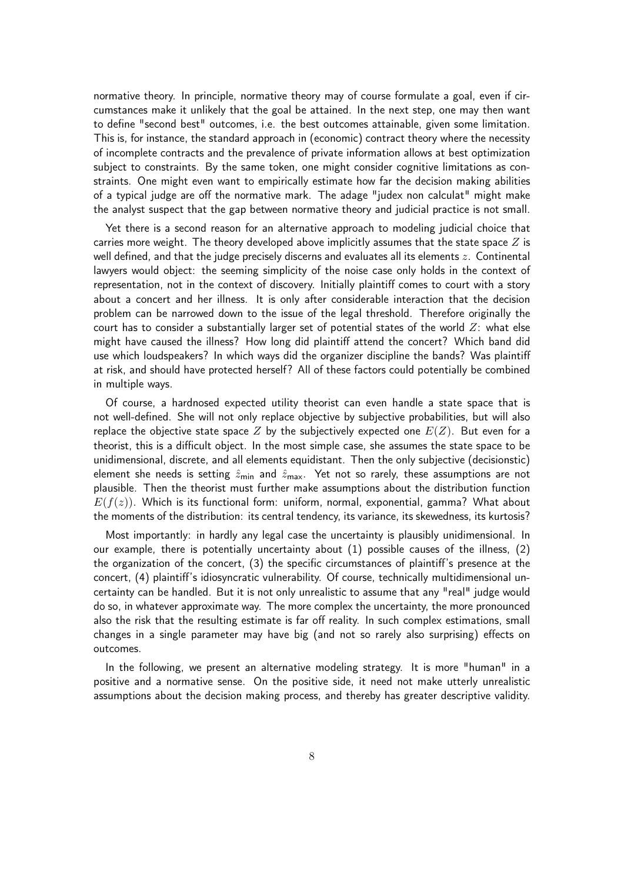normative theory. In principle, normative theory may of course formulate a goal, even if circumstances make it unlikely that the goal be attained. In the next step, one may then want to define "second best" outcomes, i.e. the best outcomes attainable, given some limitation. This is, for instance, the standard approach in (economic) contract theory where the necessity of incomplete contracts and the prevalence of private information allows at best optimization subject to constraints. By the same token, one might consider cognitive limitations as constraints. One might even want to empirically estimate how far the decision making abilities of a typical judge are off the normative mark. The adage "judex non calculat" might make the analyst suspect that the gap between normative theory and judicial practice is not small.

Yet there is a second reason for an alternative approach to modeling judicial choice that carries more weight. The theory developed above implicitly assumes that the state space $Z$ is well defined, and that the judge precisely discerns and evaluates all its elements $z$. Continental lawyers would object: the seeming simplicity of the noise case only holds in the context of representation, not in the context of discovery. Initially plaintiff comes to court with a story about a concert and her illness. It is only after considerable interaction that the decision problem can be narrowed down to the issue of the legal threshold. Therefore originally the court has to consider a substantially larger set of potential states of the world $Z$: what else might have caused the illness? How long did plaintiff attend the concert? Which band did use which loudspeakers? In which ways did the organizer discipline the bands? Was plaintiff at risk, and should have protected herself? All of these factors could potentially be combined in multiple ways.

Of course, a hardnosed expected utility theorist can even handle a state space that is not well-defined. She will not only replace objective by subjective probabilities, but will also replace the objective state space $Z$ by the subjectively expected one $E(Z)$. But even for a theorist, this is a difficult object. In the most simple case, she assumes the state space to be unidimensional, discrete, and all elements equidistant. Then the only subjective (decisionstic) element she needs is setting $\hat{z}_{\min}$ and $\hat{z}_{\max}$. Yet not so rarely, these assumptions are not plausible. Then the theorist must further make assumptions about the distribution function $E(f(z))$. Which is its functional form: uniform, normal, exponential, gamma? What about the moments of the distribution: its central tendency, its variance, its skewedness, its kurtosis?

Most importantly: in hardly any legal case the uncertainty is plausibly unidimensional. In our example, there is potentially uncertainty about (1) possible causes of the illness, (2) the organization of the concert, (3) the specific circumstances of plaintiff's presence at the concert, (4) plaintiff's idiosyncratic vulnerability. Of course, technically multidimensional uncertainty can be handled. But it is not only unrealistic to assume that any "real" judge would do so, in whatever approximate way. The more complex the uncertainty, the more pronounced also the risk that the resulting estimate is far off reality. In such complex estimations, small changes in a single parameter may have big (and not so rarely also surprising) effects on outcomes.

In the following, we present an alternative modeling strategy. It is more "human" in a positive and a normative sense. On the positive side, it need not make utterly unrealistic assumptions about the decision making process, and thereby has greater descriptive validity.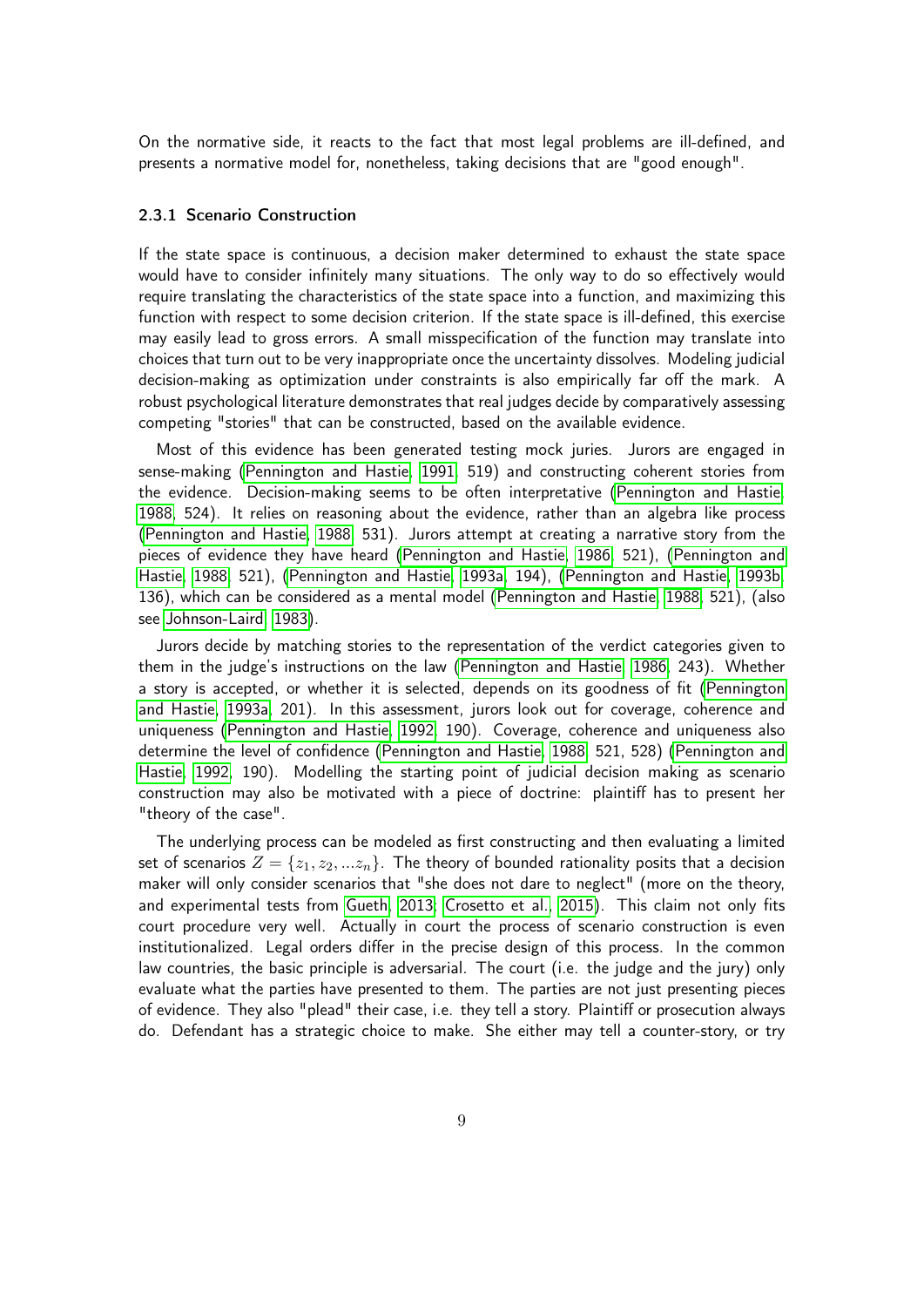On the normative side, it reacts to the fact that most legal problems are ill-defined, and presents a normative model for, nonetheless, taking decisions that are "good enough".

### 2.3.1 Scenario Construction

If the state space is continuous, a decision maker determined to exhaust the state space would have to consider infinitely many situations. The only way to do so effectively would require translating the characteristics of the state space into a function, and maximizing this function with respect to some decision criterion. If the state space is ill-defined, this exercise may easily lead to gross errors. A small misspecification of the function may translate into choices that turn out to be very inappropriate once the uncertainty dissolves. Modeling judicial decision-making as optimization under constraints is also empirically far off the mark. A robust psychological literature demonstrates that real judges decide by comparatively assessing competing "stories" that can be constructed, based on the available evidence.

Most of this evidence has been generated testing mock juries. Jurors are engaged in sense-making (Pennington and Hastie, 1991, 519) and constructing coherent stories from the evidence. Decision-making seems to be often interpretative (Pennington and Hastie, 1988, 524). It relies on reasoning about the evidence, rather than an algebra like process (Pennington and Hastie, 1988, 531). Jurors attempt at creating a narrative story from the pieces of evidence they have heard (Pennington and Hastie, 1986, 521), (Pennington and Hastie, 1988, 521), (Pennington and Hastie, 1993a, 194), (Pennington and Hastie, 1993b, 136), which can be considered as a mental model (Pennington and Hastie, 1988, 521), (also see Johnson-Laird, 1983).

Jurors decide by matching stories to the representation of the verdict categories given to them in the judge's instructions on the law (Pennington and Hastie, 1986, 243). Whether a story is accepted, or whether it is selected, depends on its goodness of fit (Pennington and Hastie, 1993a, 201). In this assessment, jurors look out for coverage, coherence and uniqueness (Pennington and Hastie, 1992, 190). Coverage, coherence and uniqueness also determine the level of confidence (Pennington and Hastie, 1988, 521, 528) (Pennington and Hastie, 1992, 190). Modelling the starting point of judicial decision making as scenario construction may also be motivated with a piece of doctrine: plaintiff has to present her "theory of the case".

The underlying process can be modeled as first constructing and then evaluating a limited set of scenarios $Z = \{z_1, z_2, ...z_n\}$. The theory of bounded rationality posits that a decision maker will only consider scenarios that "she does not dare to neglect" (more on the theory, and experimental tests from Gueth, 2013; Crosetto et al., 2015). This claim not only fits court procedure very well. Actually in court the process of scenario construction is even institutionalized. Legal orders differ in the precise design of this process. In the common law countries, the basic principle is adversarial. The court (i.e. the judge and the jury) only evaluate what the parties have presented to them. The parties are not just presenting pieces of evidence. They also "plead" their case, i.e. they tell a story. Plaintiff or prosecution always do. Defendant has a strategic choice to make. She either may tell a counter-story, or try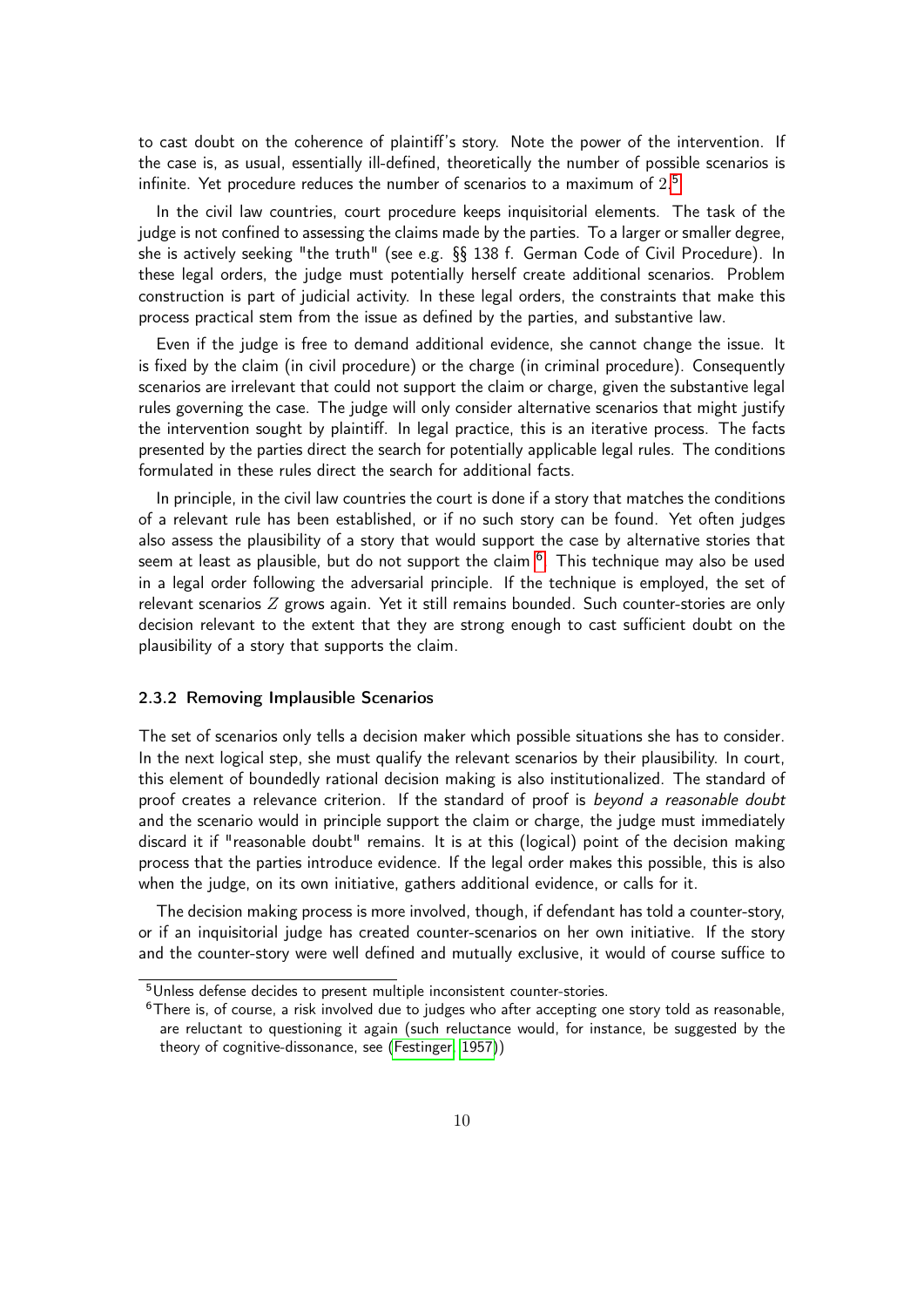to cast doubt on the coherence of plaintiff's story. Note the power of the intervention. If the case is, as usual, essentially ill-defined, theoretically the number of possible scenarios is infinite. Yet procedure reduces the number of scenarios to a maximum of $2$.[5]

In the civil law countries, court procedure keeps inquisitorial elements. The task of the judge is not confined to assessing the claims made by the parties. To a larger or smaller degree, she is actively seeking "the truth" (see e.g. §§ 138 f. German Code of Civil Procedure). In these legal orders, the judge must potentially herself create additional scenarios. Problem construction is part of judicial activity. In these legal orders, the constraints that make this process practical stem from the issue as defined by the parties, and substantive law.

Even if the judge is free to demand additional evidence, she cannot change the issue. It is fixed by the claim (in civil procedure) or the charge (in criminal procedure). Consequently scenarios are irrelevant that could not support the claim or charge, given the substantive legal rules governing the case. The judge will only consider alternative scenarios that might justify the intervention sought by plaintiff. In legal practice, this is an iterative process. The facts presented by the parties direct the search for potentially applicable legal rules. The conditions formulated in these rules direct the search for additional facts.

In principle, in the civil law countries the court is done if a story that matches the conditions of a relevant rule has been established, or if no such story can be found. Yet often judges also assess the plausibility of a story that would support the case by alternative stories that seem at least as plausible, but do not support the claim.[6] This technique may also be used in a legal order following the adversarial principle. If the technique is employed, the set of relevant scenarios $Z$ grows again. Yet it still remains bounded. Such counter-stories are only decision relevant to the extent that they are strong enough to cast sufficient doubt on the plausibility of a story that supports the claim.

### 2.3.2 Removing Implausible Scenarios

The set of scenarios only tells a decision maker which possible situations she has to consider. In the next logical step, she must qualify the relevant scenarios by their plausibility. In court, this element of boundedly rational decision making is also institutionalized. The standard of proof creates a relevance criterion. If the standard of proof is *beyond a reasonable doubt* and the scenario would in principle support the claim or charge, the judge must immediately discard it if "reasonable doubt" remains. It is at this (logical) point of the decision making process that the parties introduce evidence. If the legal order makes this possible, this is also when the judge, on its own initiative, gathers additional evidence, or calls for it.

The decision making process is more involved, though, if defendant has told a counter-story, or if an inquisitorial judge has created counter-scenarios on her own initiative. If the story and the counter-story were well defined and mutually exclusive, it would of course suffice to

[5] Unless defense decides to present multiple inconsistent counter-stories.

[6] There is, of course, a risk involved due to judges who after accepting one story told as reasonable, are reluctant to questioning it again (such reluctance would, for instance, be suggested by the theory of cognitive-dissonance, see (Festinger, 1957))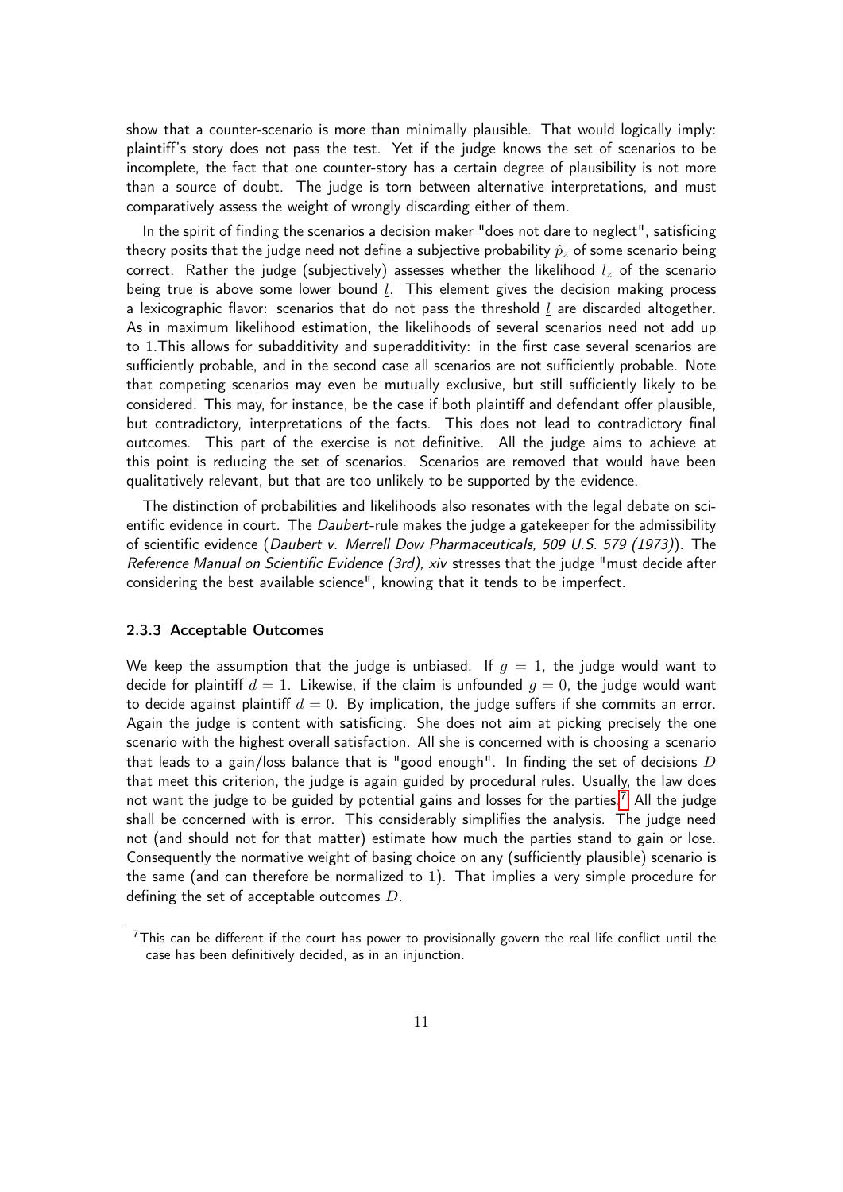show that a counter-scenario is more than minimally plausible. That would logically imply: plaintiff's story does not pass the test. Yet if the judge knows the set of scenarios to be incomplete, the fact that one counter-story has a certain degree of plausibility is not more than a source of doubt. The judge is torn between alternative interpretations, and must comparatively assess the weight of wrongly discarding either of them.

In the spirit of finding the scenarios a decision maker "does not dare to neglect", satisficing theory posits that the judge need not define a subjective probability $\hat{p}_z$ of some scenario being correct. Rather the judge (subjectively) assesses whether the likelihood $l_z$ of the scenario being true is above some lower bound $\underline{l}$. This element gives the decision making process a lexicographic flavor: scenarios that do not pass the threshold $\underline{l}$ are discarded altogether. As in maximum likelihood estimation, the likelihoods of several scenarios need not add up to 1.This allows for subadditivity and superadditivity: in the first case several scenarios are sufficiently probable, and in the second case all scenarios are not sufficiently probable. Note that competing scenarios may even be mutually exclusive, but still sufficiently likely to be considered. This may, for instance, be the case if both plaintiff and defendant offer plausible, but contradictory, interpretations of the facts. This does not lead to contradictory final outcomes. This part of the exercise is not definitive. All the judge aims to achieve at this point is reducing the set of scenarios. Scenarios are removed that would have been qualitatively relevant, but that are too unlikely to be supported by the evidence.

The distinction of probabilities and likelihoods also resonates with the legal debate on scientific evidence in court. The *Daubert*-rule makes the judge a gatekeeper for the admissibility of scientific evidence (*Daubert v. Merrell Dow Pharmaceuticals, 509 U.S. 579 (1973)*). The *Reference Manual on Scientific Evidence (3rd), xiv* stresses that the judge "must decide after considering the best available science", knowing that it tends to be imperfect.

#### 2.3.3 Acceptable Outcomes

We keep the assumption that the judge is unbiased. If $g = 1$, the judge would want to decide for plaintiff $d = 1$. Likewise, if the claim is unfounded $g = 0$, the judge would want to decide against plaintiff $d = 0$. By implication, the judge suffers if she commits an error. Again the judge is content with satisficing. She does not aim at picking precisely the one scenario with the highest overall satisfaction. All she is concerned with is choosing a scenario that leads to a gain/loss balance that is "good enough". In finding the set of decisions $D$ that meet this criterion, the judge is again guided by procedural rules. Usually, the law does not want the judge to be guided by potential gains and losses for the parties.[7] All the judge shall be concerned with is error. This considerably simplifies the analysis. The judge need not (and should not for that matter) estimate how much the parties stand to gain or lose. Consequently the normative weight of basing choice on any (sufficiently plausible) scenario is the same (and can therefore be normalized to 1). That implies a very simple procedure for defining the set of acceptable outcomes $D$.

[7] This can be different if the court has power to provisionally govern the real life conflict until the case has been definitively decided, as in an injunction.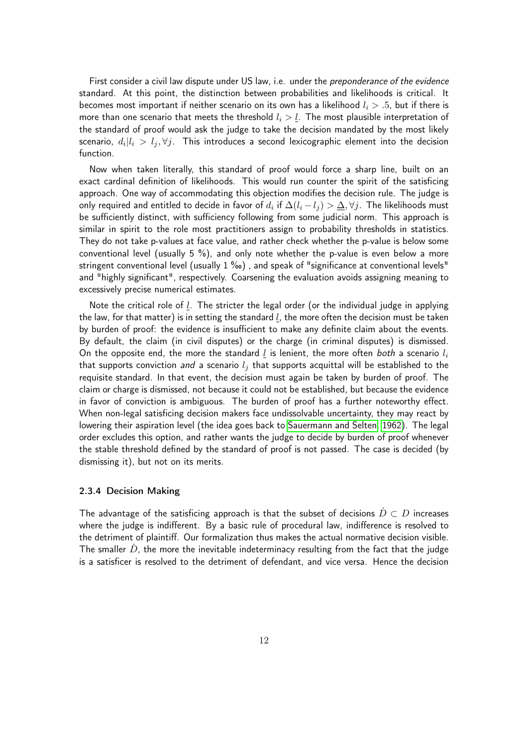First consider a civil law dispute under US law, i.e. under the *preponderance of the evidence* standard. At this point, the distinction between probabilities and likelihoods is critical. It becomes most important if neither scenario on its own has a likelihood $l_i > .5$, but if there is more than one scenario that meets the threshold $l_i > \underline{l}$. The most plausible interpretation of the standard of proof would ask the judge to take the decision mandated by the most likely scenario, $d_i | l_i > l_j, \forall j$. This introduces a second lexicographic element into the decision function.

Now when taken literally, this standard of proof would force a sharp line, built on an exact cardinal definition of likelihoods. This would run counter the spirit of the satisficing approach. One way of accommodating this objection modifies the decision rule. The judge is only required and entitled to decide in favor of $d_i$ if $\Delta(l_i - l_j) > \underline{\Delta}, \forall j$. The likelihoods must be sufficiently distinct, with sufficiency following from some judicial norm. This approach is similar in spirit to the role most practitioners assign to probability thresholds in statistics. They do not take p-values at face value, and rather check whether the p-value is below some conventional level (usually 5 %), and only note whether the p-value is even below a more stringent conventional level (usually 1 ‰) , and speak of "significance at conventional levels" and "highly significant", respectively. Coarsening the evaluation avoids assigning meaning to excessively precise numerical estimates.

Note the critical role of $\underline{l}$. The stricter the legal order (or the individual judge in applying the law, for that matter) is in setting the standard $\underline{l}$, the more often the decision must be taken by burden of proof: the evidence is insufficient to make any definite claim about the events. By default, the claim (in civil disputes) or the charge (in criminal disputes) is dismissed. On the opposite end, the more the standard $\underline{l}$ is lenient, the more often *both* a scenario $l_i$ that supports conviction *and* a scenario $l_j$ that supports acquittal will be established to the requisite standard. In that event, the decision must again be taken by burden of proof. The claim or charge is dismissed, not because it could not be established, but because the evidence in favor of conviction is ambiguous. The burden of proof has a further noteworthy effect. When non-legal satisficing decision makers face undissolvable uncertainty, they may react by lowering their aspiration level (the idea goes back to Sauermann and Selten, 1962). The legal order excludes this option, and rather wants the judge to decide by burden of proof whenever the stable threshold defined by the standard of proof is not passed. The case is decided (by dismissing it), but not on its merits.

### 2.3.4 Decision Making

The advantage of the satisficing approach is that the subset of decisions $\dot{D} \subset D$ increases where the judge is indifferent. By a basic rule of procedural law, indifference is resolved to the detriment of plaintiff. Our formalization thus makes the actual normative decision visible. The smaller $\dot{D}$, the more the inevitable indeterminacy resulting from the fact that the judge is a satisficer is resolved to the detriment of defendant, and vice versa. Hence the decision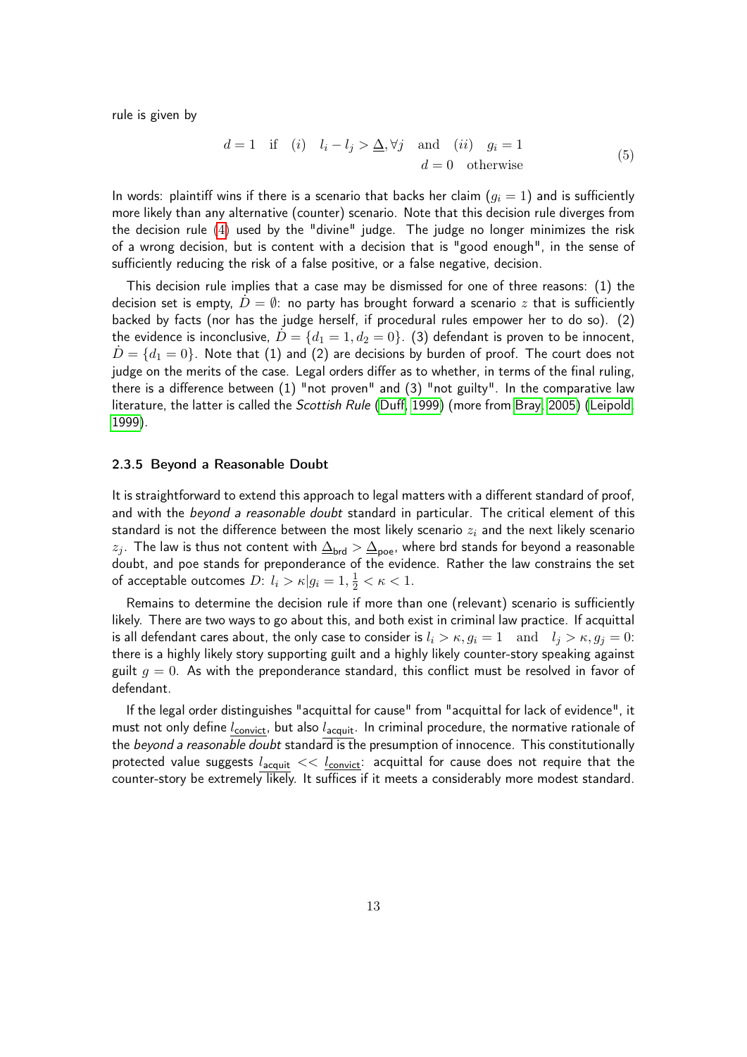rule is given by

$$
\begin{aligned}
d = 1 \quad \text{if} \quad (i) \quad l_i - l_j > \underline{\Delta}, \forall j \quad \text{and} \quad (ii) \quad g_i = 1 \\
d = 0 \quad \text{otherwise}
\end{aligned}
\tag{5}
$$

In words: plaintiff wins if there is a scenario that backs her claim ($g_i = 1$) and is sufficiently more likely than any alternative (counter) scenario. Note that this decision rule diverges from the decision rule (4) used by the "divine" judge. The judge no longer minimizes the risk of a wrong decision, but is content with a decision that is "good enough", in the sense of sufficiently reducing the risk of a false positive, or a false negative, decision.

This decision rule implies that a case may be dismissed for one of three reasons: (1) the decision set is empty, $\dot{D} = \emptyset$: no party has brought forward a scenario $z$ that is sufficiently backed by facts (nor has the judge herself, if procedural rules empower her to do so). (2) the evidence is inconclusive, $\dot{D} = \{d_1 = 1, d_2 = 0\}$. (3) defendant is proven to be innocent, $\dot{D} = \{d_1 = 0\}$. Note that (1) and (2) are decisions by burden of proof. The court does not judge on the merits of the case. Legal orders differ as to whether, in terms of the final ruling, there is a difference between (1) "not proven" and (3) "not guilty". In the comparative law literature, the latter is called the *Scottish Rule* (Duff, 1999) (more from Bray, 2005) (Leipold, 1999).

### 2.3.5 Beyond a Reasonable Doubt

It is straightforward to extend this approach to legal matters with a different standard of proof, and with the *beyond a reasonable doubt* standard in particular. The critical element of this standard is not the difference between the most likely scenario $z_i$ and the next likely scenario $z_j$. The law is thus not content with $\underline{\Delta}_{\text{brd}} > \underline{\Delta}_{\text{poe}}$, where brd stands for beyond a reasonable doubt, and poe stands for preponderance of the evidence. Rather the law constrains the set of acceptable outcomes $D$: $l_i > \kappa | g_i = 1, \frac{1}{2} < \kappa < 1$.

Remains to determine the decision rule if more than one (relevant) scenario is sufficiently likely. There are two ways to go about this, and both exist in criminal law practice. If acquittal is all defendant cares about, the only case to consider is $l_i > \kappa, g_i = 1 \quad \text{and} \quad l_j > \kappa, g_j = 0$: there is a highly likely story supporting guilt and a highly likely counter-story speaking against guilt $g = 0$. As with the preponderance standard, this conflict must be resolved in favor of defendant.

If the legal order distinguishes "acquittal for cause" from "acquittal for lack of evidence", it must not only define $\underline{l}_{\text{convict}}$, but also $\underline{l}_{\text{acquit}}$. In criminal procedure, the normative rationale of the *beyond a reasonable doubt* standard is the presumption of innocence. This constitutionally protected value suggests $\underline{l}_{\text{acquit}} << \underline{l}_{\text{convict}}$: acquittal for cause does not require that the counter-story be extremely likely. It suffices if it meets a considerably more modest standard.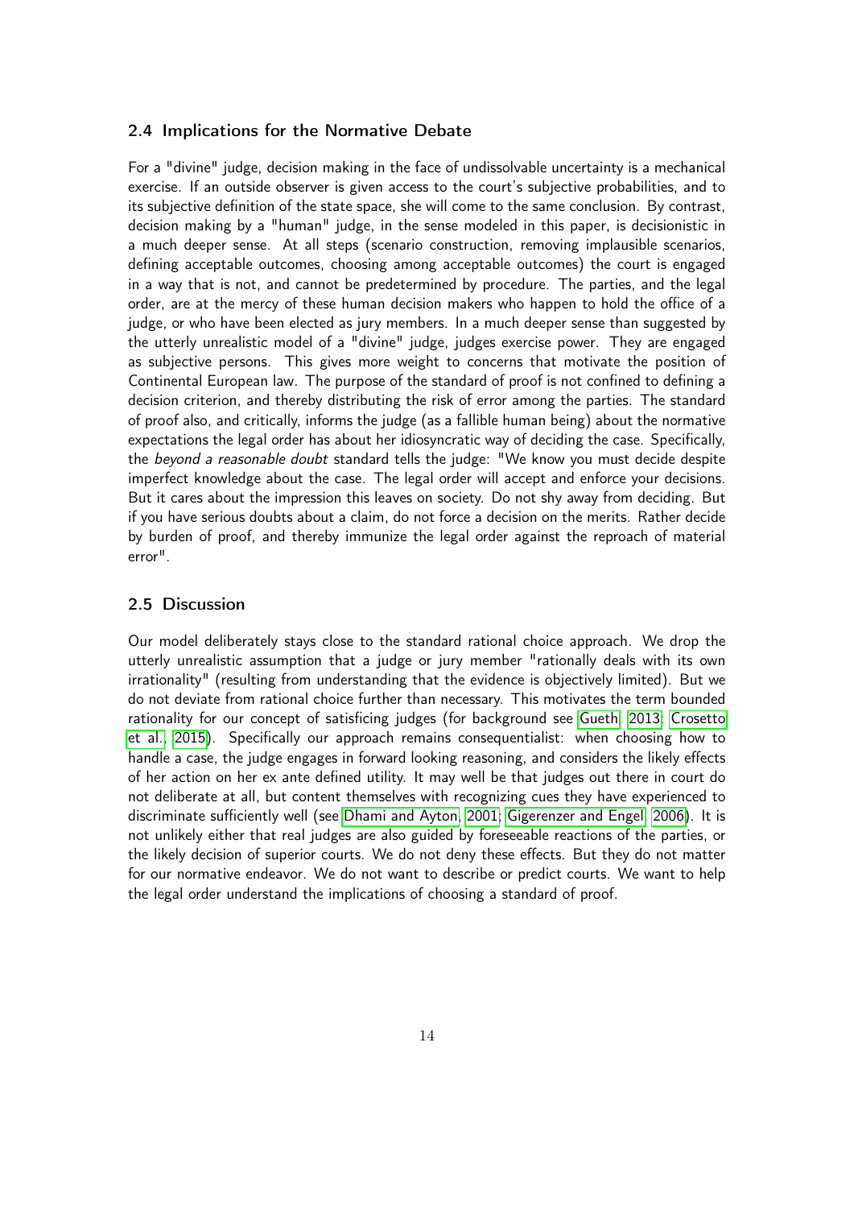### 2.4 Implications for the Normative Debate

For a "divine" judge, decision making in the face of undissolvable uncertainty is a mechanical exercise. If an outside observer is given access to the court's subjective probabilities, and to its subjective definition of the state space, she will come to the same conclusion. By contrast, decision making by a "human" judge, in the sense modeled in this paper, is decisionistic in a much deeper sense. At all steps (scenario construction, removing implausible scenarios, defining acceptable outcomes, choosing among acceptable outcomes) the court is engaged in a way that is not, and cannot be predetermined by procedure. The parties, and the legal order, are at the mercy of these human decision makers who happen to hold the office of a judge, or who have been elected as jury members. In a much deeper sense than suggested by the utterly unrealistic model of a "divine" judge, judges exercise power. They are engaged as subjective persons. This gives more weight to concerns that motivate the position of Continental European law. The purpose of the standard of proof is not confined to defining a decision criterion, and thereby distributing the risk of error among the parties. The standard of proof also, and critically, informs the judge (as a fallible human being) about the normative expectations the legal order has about her idiosyncratic way of deciding the case. Specifically, the *beyond a reasonable doubt* standard tells the judge: "We know you must decide despite imperfect knowledge about the case. The legal order will accept and enforce your decisions. But it cares about the impression this leaves on society. Do not shy away from deciding. But if you have serious doubts about a claim, do not force a decision on the merits. Rather decide by burden of proof, and thereby immunize the legal order against the reproach of material error".

### 2.5 Discussion

Our model deliberately stays close to the standard rational choice approach. We drop the utterly unrealistic assumption that a judge or jury member "rationally deals with its own irrationality" (resulting from understanding that the evidence is objectively limited). But we do not deviate from rational choice further than necessary. This motivates the term bounded rationality for our concept of satisficing judges (for background see Gueth, 2013; Crosetto et al., 2015). Specifically our approach remains consequentialist: when choosing how to handle a case, the judge engages in forward looking reasoning, and considers the likely effects of her action on her ex ante defined utility. It may well be that judges out there in court do not deliberate at all, but content themselves with recognizing cues they have experienced to discriminate sufficiently well (see Dhami and Ayton, 2001; Gigerenzer and Engel, 2006). It is not unlikely either that real judges are also guided by foreseeable reactions of the parties, or the likely decision of superior courts. We do not deny these effects. But they do not matter for our normative endeavor. We do not want to describe or predict courts. We want to help the legal order understand the implications of choosing a standard of proof.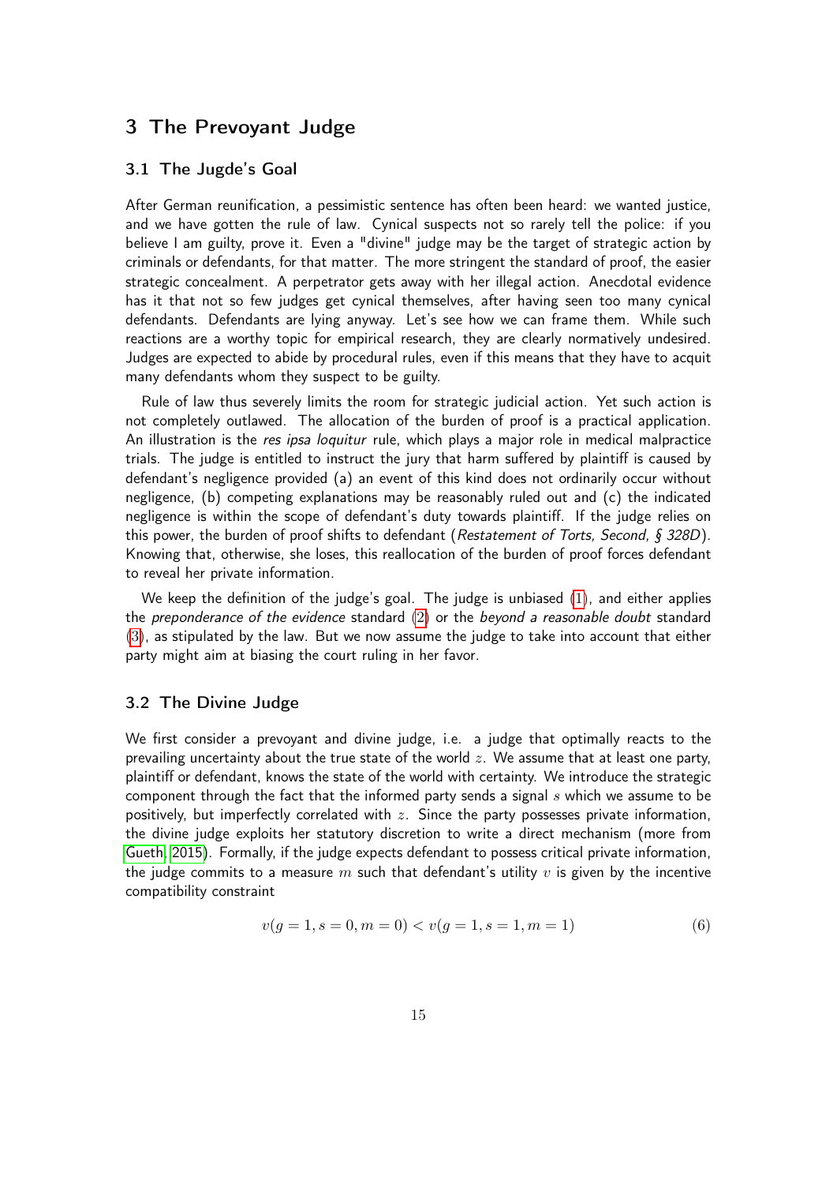# 3 The Prevoyant Judge

## 3.1 The Jugde's Goal

After German reunification, a pessimistic sentence has often been heard: we wanted justice, and we have gotten the rule of law. Cynical suspects not so rarely tell the police: if you believe I am guilty, prove it. Even a "divine" judge may be the target of strategic action by criminals or defendants, for that matter. The more stringent the standard of proof, the easier strategic concealment. A perpetrator gets away with her illegal action. Anecdotal evidence has it that not so few judges get cynical themselves, after having seen too many cynical defendants. Defendants are lying anyway. Let's see how we can frame them. While such reactions are a worthy topic for empirical research, they are clearly normatively undesired. Judges are expected to abide by procedural rules, even if this means that they have to acquit many defendants whom they suspect to be guilty.

Rule of law thus severely limits the room for strategic judicial action. Yet such action is not completely outlawed. The allocation of the burden of proof is a practical application. An illustration is the *res ipsa loquitur* rule, which plays a major role in medical malpractice trials. The judge is entitled to instruct the jury that harm suffered by plaintiff is caused by defendant's negligence provided (a) an event of this kind does not ordinarily occur without negligence, (b) competing explanations may be reasonably ruled out and (c) the indicated negligence is within the scope of defendant's duty towards plaintiff. If the judge relies on this power, the burden of proof shifts to defendant (*Restatement of Torts, Second, § 328D*). Knowing that, otherwise, she loses, this reallocation of the burden of proof forces defendant to reveal her private information.

We keep the definition of the judge's goal. The judge is unbiased (1), and either applies the *preponderance of the evidence* standard (2) or the *beyond a reasonable doubt* standard (3), as stipulated by the law. But we now assume the judge to take into account that either party might aim at biasing the court ruling in her favor.

## 3.2 The Divine Judge

We first consider a prevoyant and divine judge, i.e. a judge that optimally reacts to the prevailing uncertainty about the true state of the world $z$. We assume that at least one party, plaintiff or defendant, knows the state of the world with certainty. We introduce the strategic component through the fact that the informed party sends a signal $s$ which we assume to be positively, but imperfectly correlated with $z$. Since the party possesses private information, the divine judge exploits her statutory discretion to write a direct mechanism (more from Gueth, 2015). Formally, if the judge expects defendant to possess critical private information, the judge commits to a measure $m$ such that defendant's utility $v$ is given by the incentive compatibility constraint

$$v(g = 1, s = 0, m = 0) < v(g = 1, s = 1, m = 1) \tag{6}$$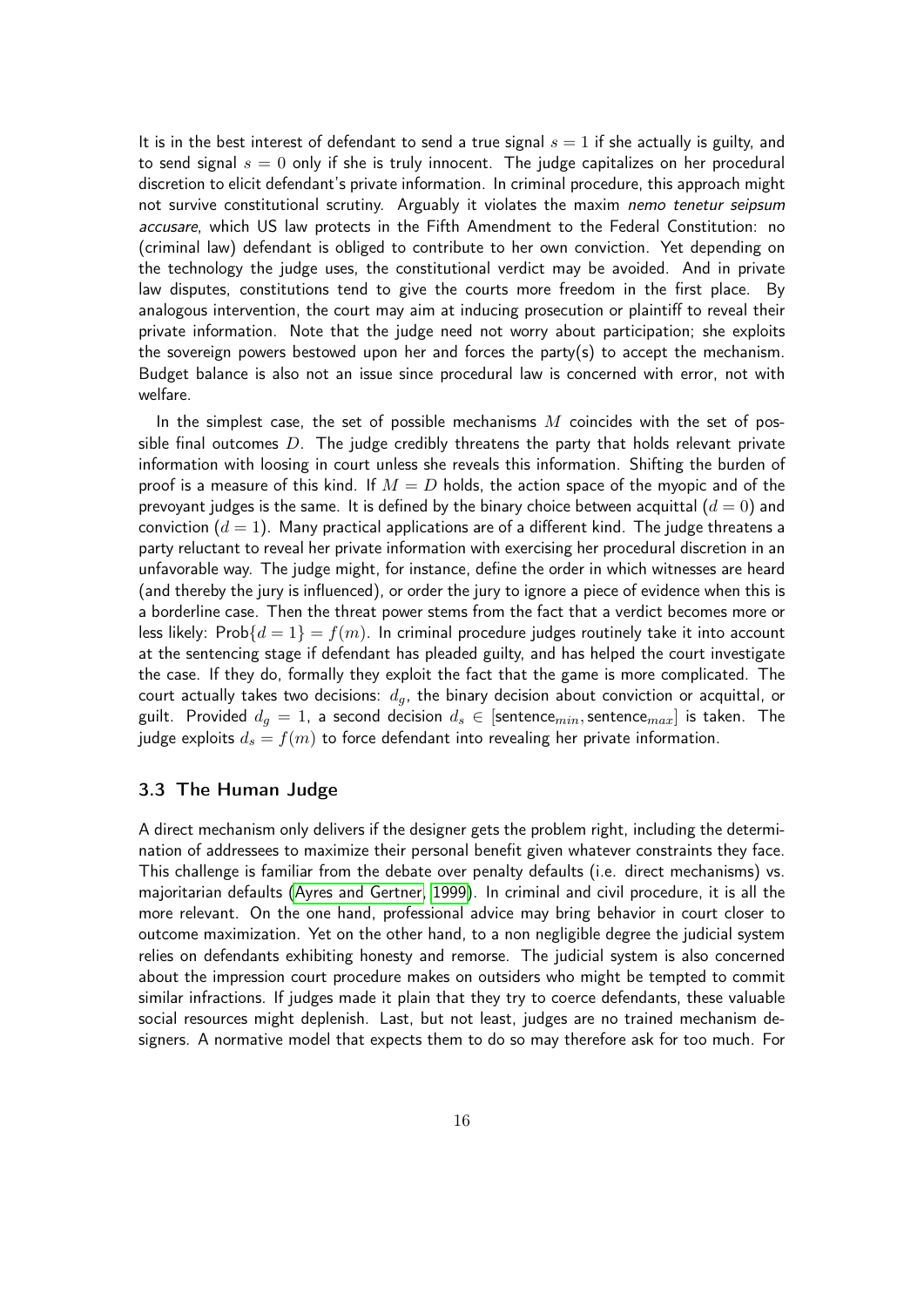It is in the best interest of defendant to send a true signal $s = 1$ if she actually is guilty, and to send signal $s = 0$ only if she is truly innocent. The judge capitalizes on her procedural discretion to elicit defendant's private information. In criminal procedure, this approach might not survive constitutional scrutiny. Arguably it violates the maxim *nemo tenetur seipsum accusare*, which US law protects in the Fifth Amendment to the Federal Constitution: no (criminal law) defendant is obliged to contribute to her own conviction. Yet depending on the technology the judge uses, the constitutional verdict may be avoided. And in private law disputes, constitutions tend to give the courts more freedom in the first place. By analogous intervention, the court may aim at inducing prosecution or plaintiff to reveal their private information. Note that the judge need not worry about participation; she exploits the sovereign powers bestowed upon her and forces the party(s) to accept the mechanism. Budget balance is also not an issue since procedural law is concerned with error, not with welfare.

In the simplest case, the set of possible mechanisms $M$ coincides with the set of possible final outcomes $D$. The judge credibly threatens the party that holds relevant private information with loosing in court unless she reveals this information. Shifting the burden of proof is a measure of this kind. If $M = D$ holds, the action space of the myopic and of the prevoyant judges is the same. It is defined by the binary choice between acquittal ($d = 0$) and conviction ($d = 1$). Many practical applications are of a different kind. The judge threatens a party reluctant to reveal her private information with exercising her procedural discretion in an unfavorable way. The judge might, for instance, define the order in which witnesses are heard (and thereby the jury is influenced), or order the jury to ignore a piece of evidence when this is a borderline case. Then the threat power stems from the fact that a verdict becomes more or less likely: $\text{Prob}\{d = 1\} = f(m)$. In criminal procedure judges routinely take it into account at the sentencing stage if defendant has pleaded guilty, and has helped the court investigate the case. If they do, formally they exploit the fact that the game is more complicated. The court actually takes two decisions: $d_g$, the binary decision about conviction or acquittal, or guilt. Provided $d_g = 1$, a second decision $d_s \in [\text{sentence}_{min}, \text{sentence}_{max}]$ is taken. The judge exploits $d_s = f(m)$ to force defendant into revealing her private information.

### 3.3 The Human Judge

A direct mechanism only delivers if the designer gets the problem right, including the determination of addressees to maximize their personal benefit given whatever constraints they face. This challenge is familiar from the debate over penalty defaults (i.e. direct mechanisms) vs. majoritarian defaults (Ayres and Gertner, 1999). In criminal and civil procedure, it is all the more relevant. On the one hand, professional advice may bring behavior in court closer to outcome maximization. Yet on the other hand, to a non negligible degree the judicial system relies on defendants exhibiting honesty and remorse. The judicial system is also concerned about the impression court procedure makes on outsiders who might be tempted to commit similar infractions. If judges made it plain that they try to coerce defendants, these valuable social resources might deplenish. Last, but not least, judges are no trained mechanism designers. A normative model that expects them to do so may therefore ask for too much. For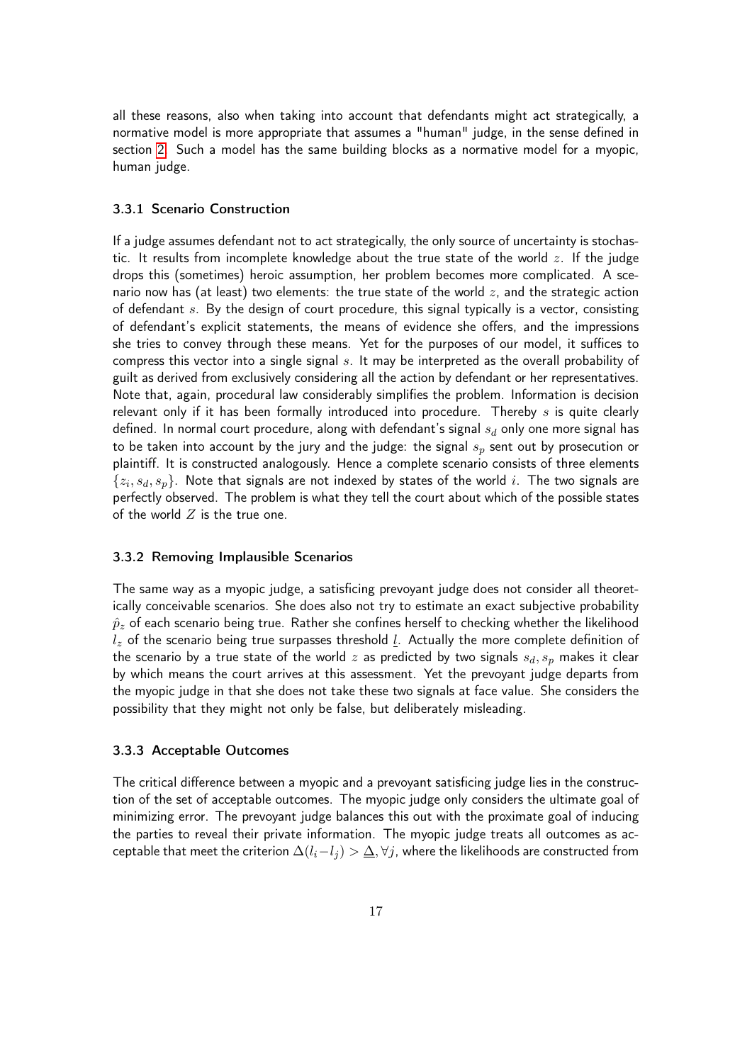all these reasons, also when taking into account that defendants might act strategically, a normative model is more appropriate that assumes a "human" judge, in the sense defined in section 2. Such a model has the same building blocks as a normative model for a myopic, human judge.

### 3.3.1 Scenario Construction

If a judge assumes defendant not to act strategically, the only source of uncertainty is stochastic. It results from incomplete knowledge about the true state of the world $z$. If the judge drops this (sometimes) heroic assumption, her problem becomes more complicated. A scenario now has (at least) two elements: the true state of the world $z$, and the strategic action of defendant $s$. By the design of court procedure, this signal typically is a vector, consisting of defendant's explicit statements, the means of evidence she offers, and the impressions she tries to convey through these means. Yet for the purposes of our model, it suffices to compress this vector into a single signal $s$. It may be interpreted as the overall probability of guilt as derived from exclusively considering all the action by defendant or her representatives. Note that, again, procedural law considerably simplifies the problem. Information is decision relevant only if it has been formally introduced into procedure. Thereby $s$ is quite clearly defined. In normal court procedure, along with defendant's signal $s_d$ only one more signal has to be taken into account by the jury and the judge: the signal $s_p$ sent out by prosecution or plaintiff. It is constructed analogously. Hence a complete scenario consists of three elements $\{z_i, s_d, s_p\}$. Note that signals are not indexed by states of the world $i$. The two signals are perfectly observed. The problem is what they tell the court about which of the possible states of the world $Z$ is the true one.

### 3.3.2 Removing Implausible Scenarios

The same way as a myopic judge, a satisficing prevoyant judge does not consider all theoretically conceivable scenarios. She does also not try to estimate an exact subjective probability $\hat{p}_z$ of each scenario being true. Rather she confines herself to checking whether the likelihood $l_z$ of the scenario being true surpasses threshold $\underline{l}$. Actually the more complete definition of the scenario by a true state of the world $z$ as predicted by two signals $s_d, s_p$ makes it clear by which means the court arrives at this assessment. Yet the prevoyant judge departs from the myopic judge in that she does not take these two signals at face value. She considers the possibility that they might not only be false, but deliberately misleading.

### 3.3.3 Acceptable Outcomes

The critical difference between a myopic and a prevoyant satisficing judge lies in the construction of the set of acceptable outcomes. The myopic judge only considers the ultimate goal of minimizing error. The prevoyant judge balances this out with the proximate goal of inducing the parties to reveal their private information. The myopic judge treats all outcomes as acceptable that meet the criterion $\Delta(l_i - l_j) > \underline{\Delta}, \forall j$, where the likelihoods are constructed from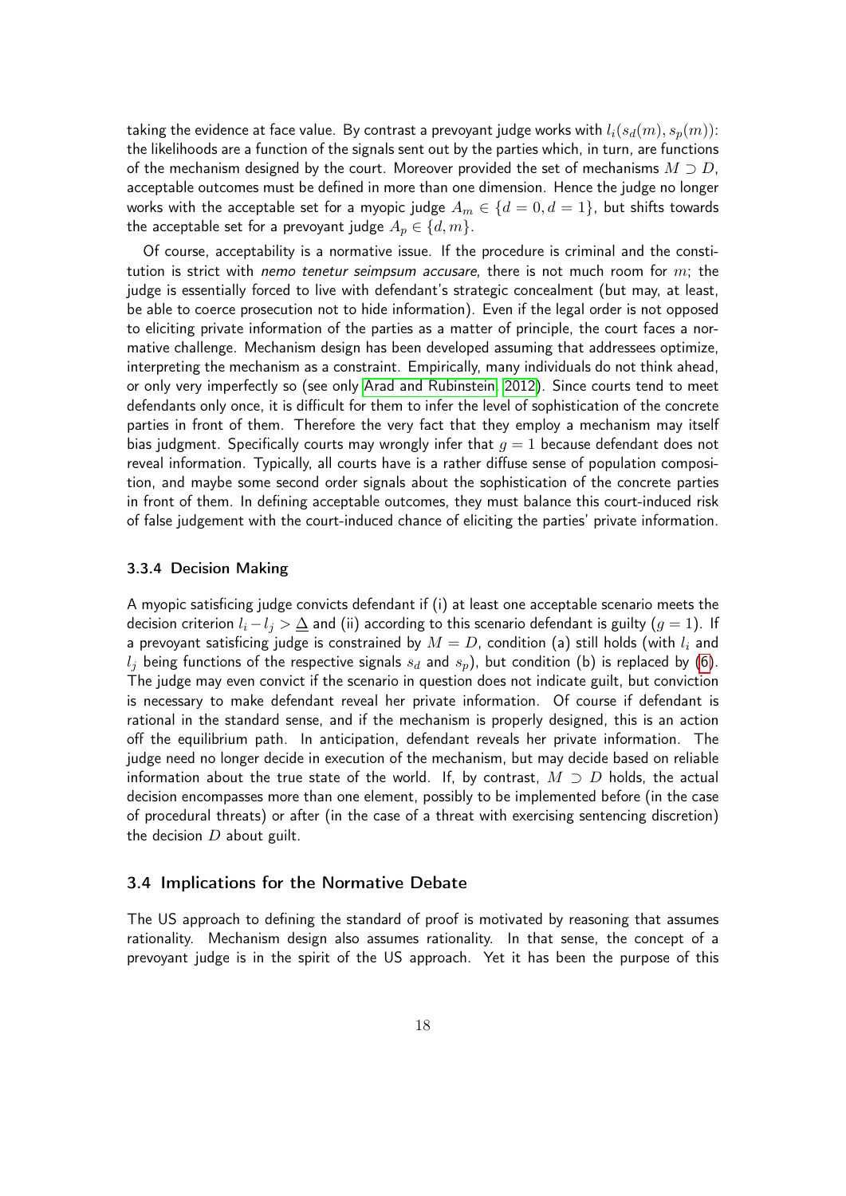taking the evidence at face value. By contrast a prevoyant judge works with $l_i(s_d(m), s_p(m))$: the likelihoods are a function of the signals sent out by the parties which, in turn, are functions of the mechanism designed by the court. Moreover provided the set of mechanisms $M \supset D$, acceptable outcomes must be defined in more than one dimension. Hence the judge no longer works with the acceptable set for a myopic judge $A_m \in \{d = 0, d = 1\}$, but shifts towards the acceptable set for a prevoyant judge $A_p \in \{d, m\}$.

Of course, acceptability is a normative issue. If the procedure is criminal and the constitution is strict with *nemo tenetur seimpsum accusare*, there is not much room for $m$; the judge is essentially forced to live with defendant's strategic concealment (but may, at least, be able to coerce prosecution not to hide information). Even if the legal order is not opposed to eliciting private information of the parties as a matter of principle, the court faces a normative challenge. Mechanism design has been developed assuming that addressees optimize, interpreting the mechanism as a constraint. Empirically, many individuals do not think ahead, or only very imperfectly so (see only Arad and Rubinstein, 2012). Since courts tend to meet defendants only once, it is difficult for them to infer the level of sophistication of the concrete parties in front of them. Therefore the very fact that they employ a mechanism may itself bias judgment. Specifically courts may wrongly infer that $g = 1$ because defendant does not reveal information. Typically, all courts have is a rather diffuse sense of population composition, and maybe some second order signals about the sophistication of the concrete parties in front of them. In defining acceptable outcomes, they must balance this court-induced risk of false judgement with the court-induced chance of eliciting the parties' private information.

#### 3.3.4 Decision Making

A myopic satisficing judge convicts defendant if (i) at least one acceptable scenario meets the decision criterion $l_i - l_j > \underline{\Delta}$ and (ii) according to this scenario defendant is guilty ($g = 1$). If a prevoyant satisficing judge is constrained by $M = D$, condition (a) still holds (with $l_i$ and $l_j$ being functions of the respective signals $s_d$ and $s_p$), but condition (b) is replaced by (6). The judge may even convict if the scenario in question does not indicate guilt, but conviction is necessary to make defendant reveal her private information. Of course if defendant is rational in the standard sense, and if the mechanism is properly designed, this is an action off the equilibrium path. In anticipation, defendant reveals her private information. The judge need no longer decide in execution of the mechanism, but may decide based on reliable information about the true state of the world. If, by contrast, $M \supset D$ holds, the actual decision encompasses more than one element, possibly to be implemented before (in the case of procedural threats) or after (in the case of a threat with exercising sentencing discretion) the decision $D$ about guilt.

### 3.4 Implications for the Normative Debate

The US approach to defining the standard of proof is motivated by reasoning that assumes rationality. Mechanism design also assumes rationality. In that sense, the concept of a prevoyant judge is in the spirit of the US approach. Yet it has been the purpose of this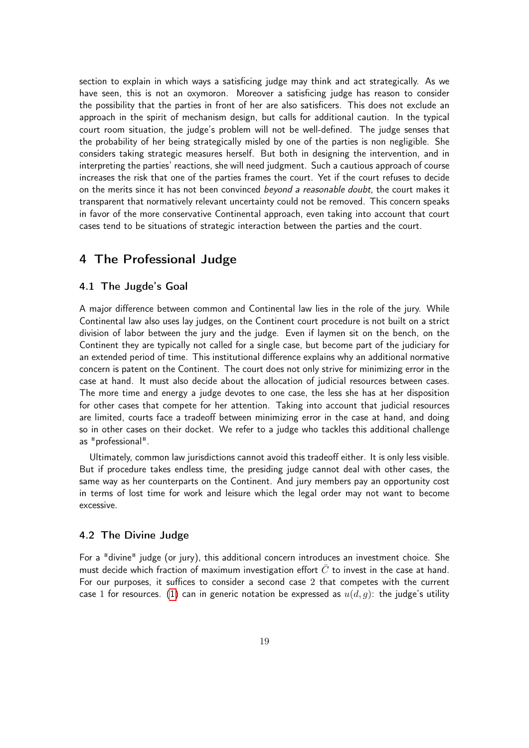section to explain in which ways a satisficing judge may think and act strategically. As we have seen, this is not an oxymoron. Moreover a satisficing judge has reason to consider the possibility that the parties in front of her are also satisficers. This does not exclude an approach in the spirit of mechanism design, but calls for additional caution. In the typical court room situation, the judge's problem will not be well-defined. The judge senses that the probability of her being strategically misled by one of the parties is non negligible. She considers taking strategic measures herself. But both in designing the intervention, and in interpreting the parties' reactions, she will need judgment. Such a cautious approach of course increases the risk that one of the parties frames the court. Yet if the court refuses to decide on the merits since it has not been convinced *beyond a reasonable doubt*, the court makes it transparent that normatively relevant uncertainty could not be removed. This concern speaks in favor of the more conservative Continental approach, even taking into account that court cases tend to be situations of strategic interaction between the parties and the court.

## 4 The Professional Judge

### 4.1 The Jugde's Goal

A major difference between common and Continental law lies in the role of the jury. While Continental law also uses lay judges, on the Continent court procedure is not built on a strict division of labor between the jury and the judge. Even if laymen sit on the bench, on the Continent they are typically not called for a single case, but become part of the judiciary for an extended period of time. This institutional difference explains why an additional normative concern is patent on the Continent. The court does not only strive for minimizing error in the case at hand. It must also decide about the allocation of judicial resources between cases. The more time and energy a judge devotes to one case, the less she has at her disposition for other cases that compete for her attention. Taking into account that judicial resources are limited, courts face a tradeoff between minimizing error in the case at hand, and doing so in other cases on their docket. We refer to a judge who tackles this additional challenge as "professional".

Ultimately, common law jurisdictions cannot avoid this tradeoff either. It is only less visible. But if procedure takes endless time, the presiding judge cannot deal with other cases, the same way as her counterparts on the Continent. And jury members pay an opportunity cost in terms of lost time for work and leisure which the legal order may not want to become excessive.

### 4.2 The Divine Judge

For a "divine" judge (or jury), this additional concern introduces an investment choice. She must decide which fraction of maximum investigation effort $\bar{C}$ to invest in the case at hand. For our purposes, it suffices to consider a second case $2$ that competes with the current case $1$ for resources. (1) can in generic notation be expressed as $u(d, g)$: the judge's utility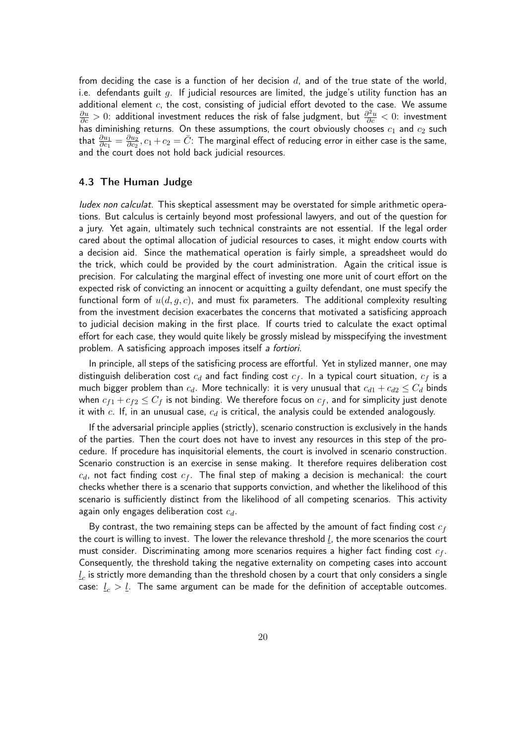from deciding the case is a function of her decision $d$, and of the true state of the world, i.e. defendants guilt $g$. If judicial resources are limited, the judge's utility function has an additional element $c$, the cost, consisting of judicial effort devoted to the case. We assume $\frac{\partial u}{\partial c} > 0$: additional investment reduces the risk of false judgment, but $\frac{\partial^2 u}{\partial c} < 0$: investment has diminishing returns. On these assumptions, the court obviously chooses $c_1$ and $c_2$ such that $\frac{\partial u_1}{\partial c_1} = \frac{\partial u_2}{\partial c_2}, c_1 + c_2 = \bar{C}$: The marginal effect of reducing error in either case is the same, and the court does not hold back judicial resources.

### 4.3 The Human Judge

*Iudex non calculat*. This skeptical assessment may be overstated for simple arithmetic operations. But calculus is certainly beyond most professional lawyers, and out of the question for a jury. Yet again, ultimately such technical constraints are not essential. If the legal order cared about the optimal allocation of judicial resources to cases, it might endow courts with a decision aid. Since the mathematical operation is fairly simple, a spreadsheet would do the trick, which could be provided by the court administration. Again the critical issue is precision. For calculating the marginal effect of investing one more unit of court effort on the expected risk of convicting an innocent or acquitting a guilty defendant, one must specify the functional form of $u(d, g, c)$, and must fix parameters. The additional complexity resulting from the investment decision exacerbates the concerns that motivated a satisficing approach to judicial decision making in the first place. If courts tried to calculate the exact optimal effort for each case, they would quite likely be grossly mislead by misspecifying the investment problem. A satisficing approach imposes itself *a fortiori*.

In principle, all steps of the satisficing process are effortful. Yet in stylized manner, one may distinguish deliberation cost $c_d$ and fact finding cost $c_f$. In a typical court situation, $c_f$ is a much bigger problem than $c_d$. More technically: it is very unusual that $c_{d1} + c_{d2} \leq C_d$ binds when $c_{f1} + c_{f2} \leq C_f$ is not binding. We therefore focus on $c_f$, and for simplicity just denote it with $c$. If, in an unusual case, $c_d$ is critical, the analysis could be extended analogously.

If the adversarial principle applies (strictly), scenario construction is exclusively in the hands of the parties. Then the court does not have to invest any resources in this step of the procedure. If procedure has inquisitorial elements, the court is involved in scenario construction. Scenario construction is an exercise in sense making. It therefore requires deliberation cost $c_d$, not fact finding cost $c_f$. The final step of making a decision is mechanical: the court checks whether there is a scenario that supports conviction, and whether the likelihood of this scenario is sufficiently distinct from the likelihood of all competing scenarios. This activity again only engages deliberation cost $c_d$.

By contrast, the two remaining steps can be affected by the amount of fact finding cost $c_f$ the court is willing to invest. The lower the relevance threshold $\underline{l}$, the more scenarios the court must consider. Discriminating among more scenarios requires a higher fact finding cost $c_f$. Consequently, the threshold taking the negative externality on competing cases into account $\underline{l}_c$ is strictly more demanding than the threshold chosen by a court that only considers a single case: $\underline{l}_c > \underline{l}$. The same argument can be made for the definition of acceptable outcomes.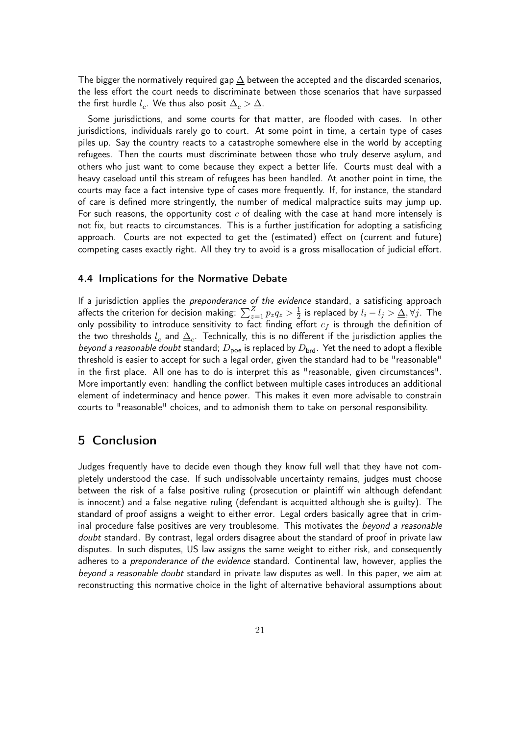The bigger the normatively required gap $\underline{\Delta}$ between the accepted and the discarded scenarios, the less effort the court needs to discriminate between those scenarios that have surpassed the first hurdle $\underline{l}_c$. We thus also posit $\underline{\Delta}_c > \underline{\Delta}$.

Some jurisdictions, and some courts for that matter, are flooded with cases. In other jurisdictions, individuals rarely go to court. At some point in time, a certain type of cases piles up. Say the country reacts to a catastrophe somewhere else in the world by accepting refugees. Then the courts must discriminate between those who truly deserve asylum, and others who just want to come because they expect a better life. Courts must deal with a heavy caseload until this stream of refugees has been handled. At another point in time, the courts may face a fact intensive type of cases more frequently. If, for instance, the standard of care is defined more stringently, the number of medical malpractice suits may jump up. For such reasons, the opportunity cost $c$ of dealing with the case at hand more intensely is not fix, but reacts to circumstances. This is a further justification for adopting a satisficing approach. Courts are not expected to get the (estimated) effect on (current and future) competing cases exactly right. All they try to avoid is a gross misallocation of judicial effort.

### 4.4 Implications for the Normative Debate

If a jurisdiction applies the *preponderance of the evidence* standard, a satisficing approach affects the criterion for decision making: $\sum_{z=1}^{Z} p_z q_z > \frac{1}{2}$ is replaced by $l_i - l_j > \underline{\Delta}, \forall j$. The only possibility to introduce sensitivity to fact finding effort $c_f$ is through the definition of the two thresholds $\underline{l}_c$ and $\underline{\Delta}_c$. Technically, this is no different if the jurisdiction applies the *beyond a reasonable doubt* standard; $D_{\text{poe}}$ is replaced by $D_{\text{brd}}$. Yet the need to adopt a flexible threshold is easier to accept for such a legal order, given the standard had to be "reasonable" in the first place. All one has to do is interpret this as "reasonable, given circumstances". More importantly even: handling the conflict between multiple cases introduces an additional element of indeterminacy and hence power. This makes it even more advisable to constrain courts to "reasonable" choices, and to admonish them to take on personal responsibility.

## 5 Conclusion

Judges frequently have to decide even though they know full well that they have not completely understood the case. If such undissolvable uncertainty remains, judges must choose between the risk of a false positive ruling (prosecution or plaintiff win although defendant is innocent) and a false negative ruling (defendant is acquitted although she is guilty). The standard of proof assigns a weight to either error. Legal orders basically agree that in criminal procedure false positives are very troublesome. This motivates the *beyond a reasonable doubt* standard. By contrast, legal orders disagree about the standard of proof in private law disputes. In such disputes, US law assigns the same weight to either risk, and consequently adheres to a *preponderance of the evidence* standard. Continental law, however, applies the *beyond a reasonable doubt* standard in private law disputes as well. In this paper, we aim at reconstructing this normative choice in the light of alternative behavioral assumptions about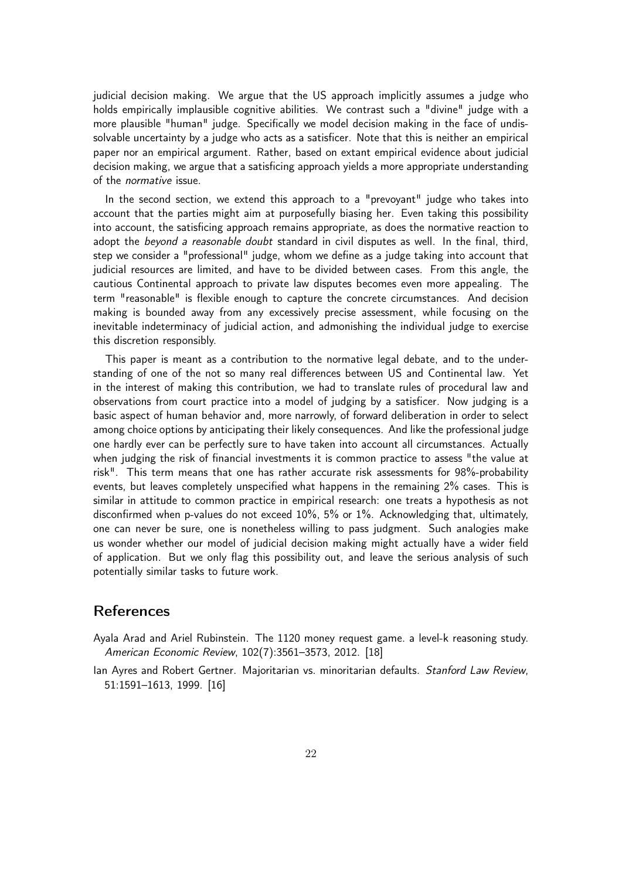judicial decision making. We argue that the US approach implicitly assumes a judge who holds empirically implausible cognitive abilities. We contrast such a "divine" judge with a more plausible "human" judge. Specifically we model decision making in the face of undissolvable uncertainty by a judge who acts as a satisficer. Note that this is neither an empirical paper nor an empirical argument. Rather, based on extant empirical evidence about judicial decision making, we argue that a satisficing approach yields a more appropriate understanding of the *normative* issue.

In the second section, we extend this approach to a "prevoyant" judge who takes into account that the parties might aim at purposefully biasing her. Even taking this possibility into account, the satisficing approach remains appropriate, as does the normative reaction to adopt the *beyond a reasonable doubt* standard in civil disputes as well. In the final, third, step we consider a "professional" judge, whom we define as a judge taking into account that judicial resources are limited, and have to be divided between cases. From this angle, the cautious Continental approach to private law disputes becomes even more appealing. The term "reasonable" is flexible enough to capture the concrete circumstances. And decision making is bounded away from any excessively precise assessment, while focusing on the inevitable indeterminacy of judicial action, and admonishing the individual judge to exercise this discretion responsibly.

This paper is meant as a contribution to the normative legal debate, and to the understanding of one of the not so many real differences between US and Continental law. Yet in the interest of making this contribution, we had to translate rules of procedural law and observations from court practice into a model of judging by a satisficer. Now judging is a basic aspect of human behavior and, more narrowly, of forward deliberation in order to select among choice options by anticipating their likely consequences. And like the professional judge one hardly ever can be perfectly sure to have taken into account all circumstances. Actually when judging the risk of financial investments it is common practice to assess "the value at risk". This term means that one has rather accurate risk assessments for 98%-probability events, but leaves completely unspecified what happens in the remaining 2% cases. This is similar in attitude to common practice in empirical research: one treats a hypothesis as not disconfirmed when p-values do not exceed 10%, 5% or 1%. Acknowledging that, ultimately, one can never be sure, one is nonetheless willing to pass judgment. Such analogies make us wonder whether our model of judicial decision making might actually have a wider field of application. But we only flag this possibility out, and leave the serious analysis of such potentially similar tasks to future work.

## References

Ayala Arad and Ariel Rubinstein. The 1120 money request game. a level-k reasoning study. *American Economic Review*, 102(7):3561–3573, 2012. [18]

Ian Ayres and Robert Gertner. Majoritarian vs. minoritarian defaults. *Stanford Law Review*, 51:1591–1613, 1999. [16]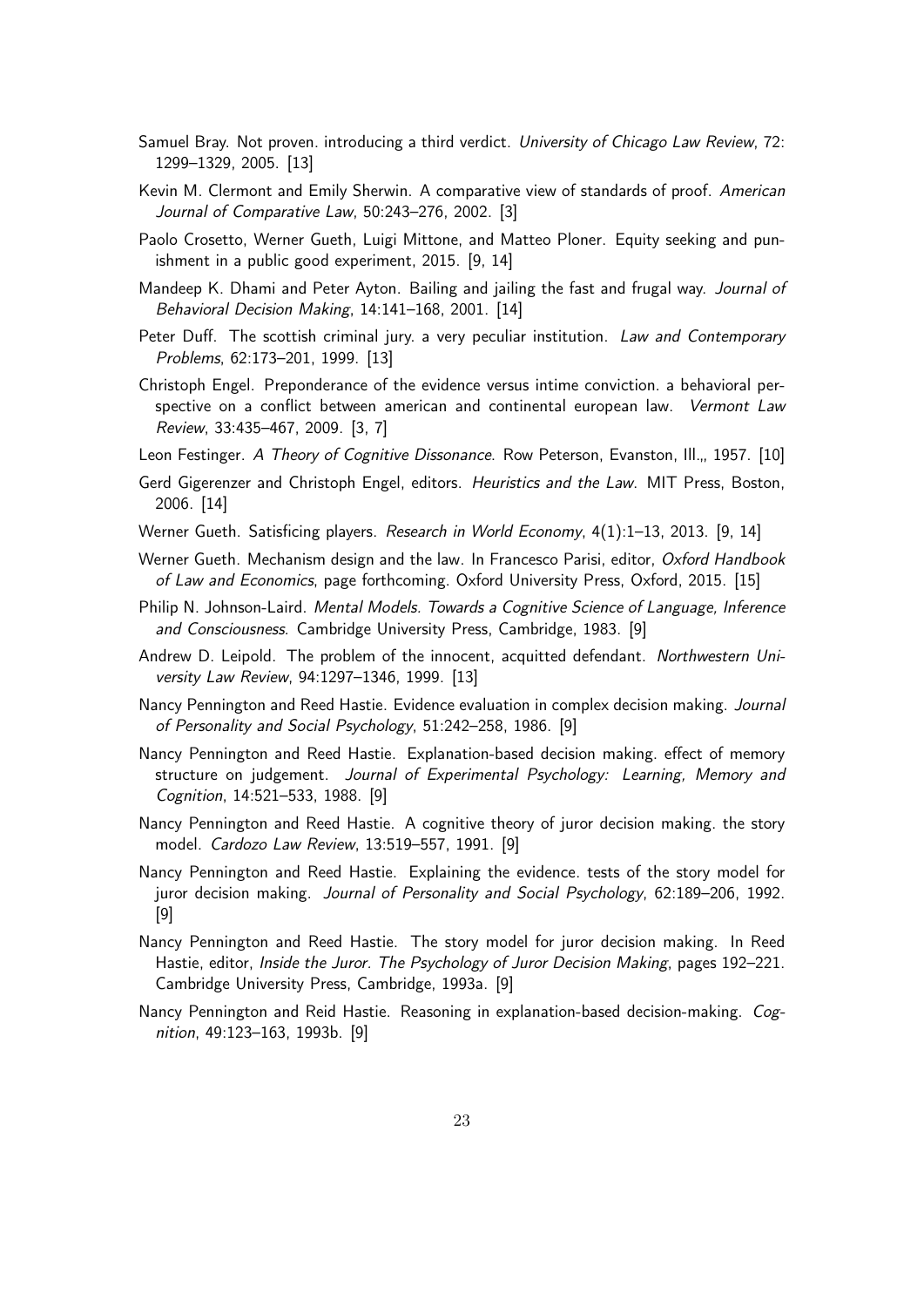Samuel Bray. Not proven. introducing a third verdict. *University of Chicago Law Review*, 72: 1299–1329, 2005. [13]

Kevin M. Clermont and Emily Sherwin. A comparative view of standards of proof. *American Journal of Comparative Law*, 50:243–276, 2002. [3]

Paolo Crosetto, Werner Gueth, Luigi Mittone, and Matteo Ploner. Equity seeking and punishment in a public good experiment, 2015. [9, 14]

Mandeep K. Dhami and Peter Ayton. Bailing and jailing the fast and frugal way. *Journal of Behavioral Decision Making*, 14:141–168, 2001. [14]

Peter Duff. The scottish criminal jury. a very peculiar institution. *Law and Contemporary Problems*, 62:173–201, 1999. [13]

Christoph Engel. Preponderance of the evidence versus intime conviction. a behavioral perspective on a conflict between american and continental european law. *Vermont Law Review*, 33:435–467, 2009. [3, 7]

Leon Festinger. *A Theory of Cognitive Dissonance*. Row Peterson, Evanston, Ill.,, 1957. [10]

Gerd Gigerenzer and Christoph Engel, editors. *Heuristics and the Law*. MIT Press, Boston, 2006. [14]

Werner Gueth. Satisficing players. *Research in World Economy*, 4(1):1–13, 2013. [9, 14]

Werner Gueth. Mechanism design and the law. In Francesco Parisi, editor, *Oxford Handbook of Law and Economics*, page forthcoming. Oxford University Press, Oxford, 2015. [15]

Philip N. Johnson-Laird. *Mental Models. Towards a Cognitive Science of Language, Inference and Consciousness*. Cambridge University Press, Cambridge, 1983. [9]

Andrew D. Leipold. The problem of the innocent, acquitted defendant. *Northwestern University Law Review*, 94:1297–1346, 1999. [13]

Nancy Pennington and Reed Hastie. Evidence evaluation in complex decision making. *Journal of Personality and Social Psychology*, 51:242–258, 1986. [9]

Nancy Pennington and Reed Hastie. Explanation-based decision making. effect of memory structure on judgement. *Journal of Experimental Psychology: Learning, Memory and Cognition*, 14:521–533, 1988. [9]

Nancy Pennington and Reed Hastie. A cognitive theory of juror decision making. the story model. *Cardozo Law Review*, 13:519–557, 1991. [9]

Nancy Pennington and Reed Hastie. Explaining the evidence. tests of the story model for juror decision making. *Journal of Personality and Social Psychology*, 62:189–206, 1992. [9]

Nancy Pennington and Reed Hastie. The story model for juror decision making. In Reed Hastie, editor, *Inside the Juror. The Psychology of Juror Decision Making*, pages 192–221. Cambridge University Press, Cambridge, 1993a. [9]

Nancy Pennington and Reid Hastie. Reasoning in explanation-based decision-making. *Cognition*, 49:123–163, 1993b. [9]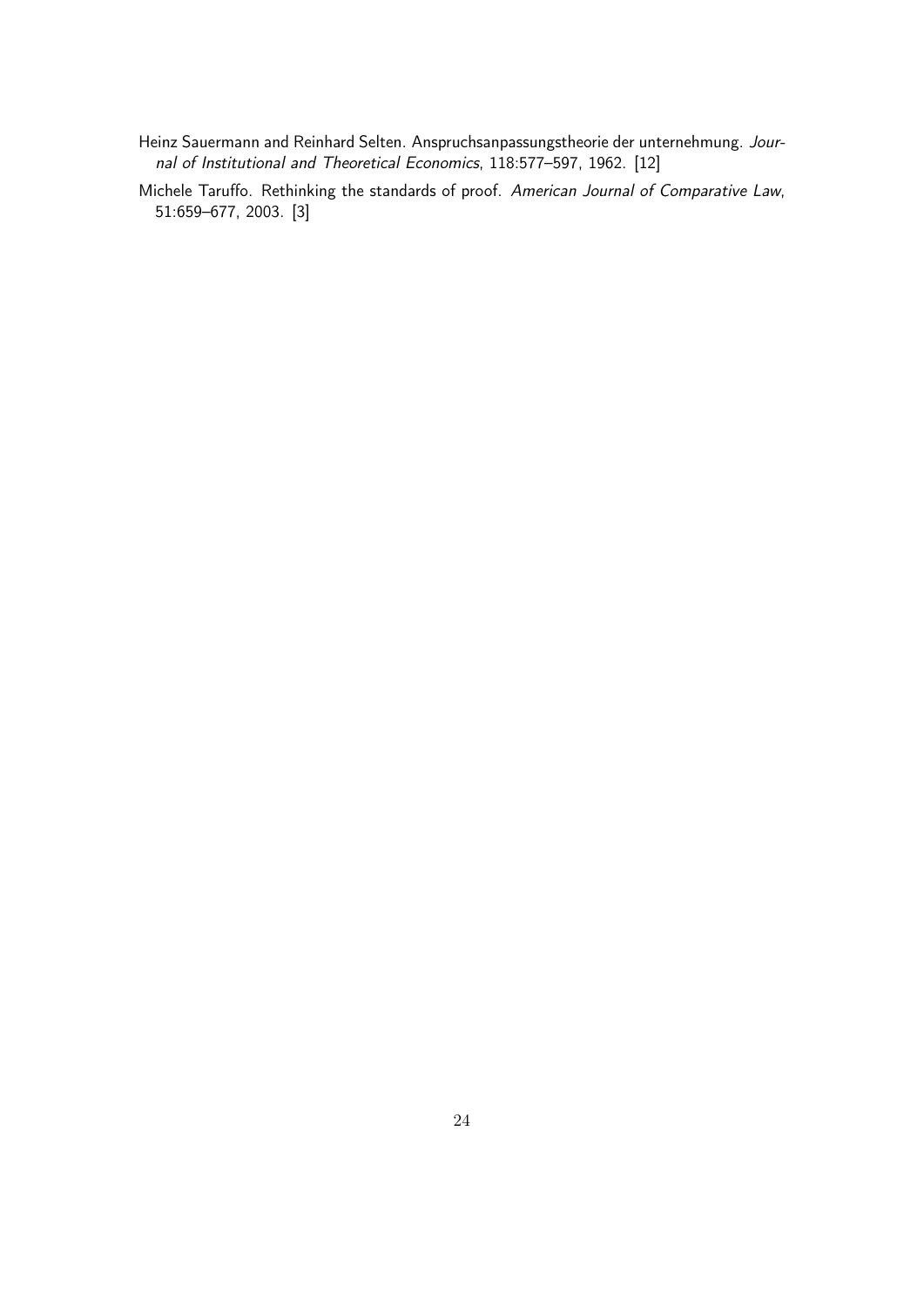Heinz Sauermann and Reinhard Selten. Anspruchsanpassungstheorie der unternehmung. *Journal of Institutional and Theoretical Economics*, 118:577–597, 1962. [12]

Michele Taruffo. Rethinking the standards of proof. *American Journal of Comparative Law*, 51:659–677, 2003. [3]